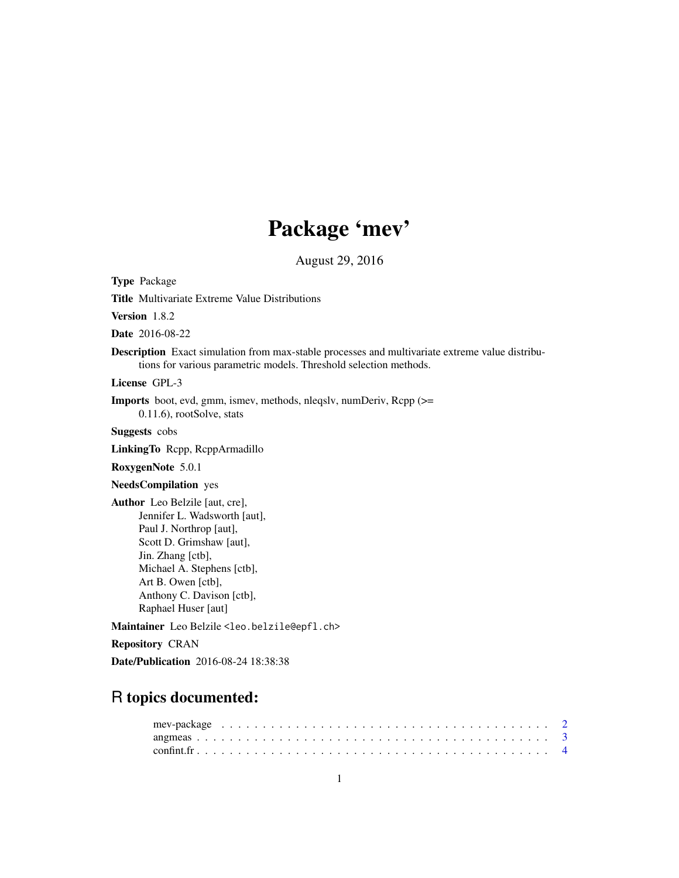# Package 'mev'

August 29, 2016

**Type** Package

**Title** Multivariate Extreme Value Distributions

**Version** 1.8.2

**Date** 2016-08-22

**Description** Exact simulation from max-stable processes and multivariate extreme value distributions for various parametric models. Threshold selection methods.

**License** GPL-3

**Imports** boot, evd, gmm, ismev, methods, nleqslv, numDeriv, Rcpp (>= 0.11.6), rootSolve, stats

**Suggests** cobs

**LinkingTo** Rcpp, RcppArmadillo

**RoxygenNote** 5.0.1

**NeedsCompilation** yes

**Author** Leo Belzile [aut, cre],
Jennifer L. Wadsworth [aut],
Paul J. Northrop [aut],
Scott D. Grimshaw [aut],
Jin. Zhang [ctb],
Michael A. Stephens [ctb],
Art B. Owen [ctb],
Anthony C. Davison [ctb],
Raphael Huser [aut]

**Maintainer** Leo Belzile <leo.belzile@epfl.ch>

**Repository** CRAN

**Date/Publication** 2016-08-24 18:38:38

## R topics documented:

mev-package . . . . . . . . . . . . . . . . . . . . . . . . . . . . . . . . . . . . . 2
angmeas . . . . . . . . . . . . . . . . . . . . . . . . . . . . . . . . . . . . . . . . 3
confint.fr . . . . . . . . . . . . . . . . . . . . . . . . . . . . . . . . . . . . . . . 4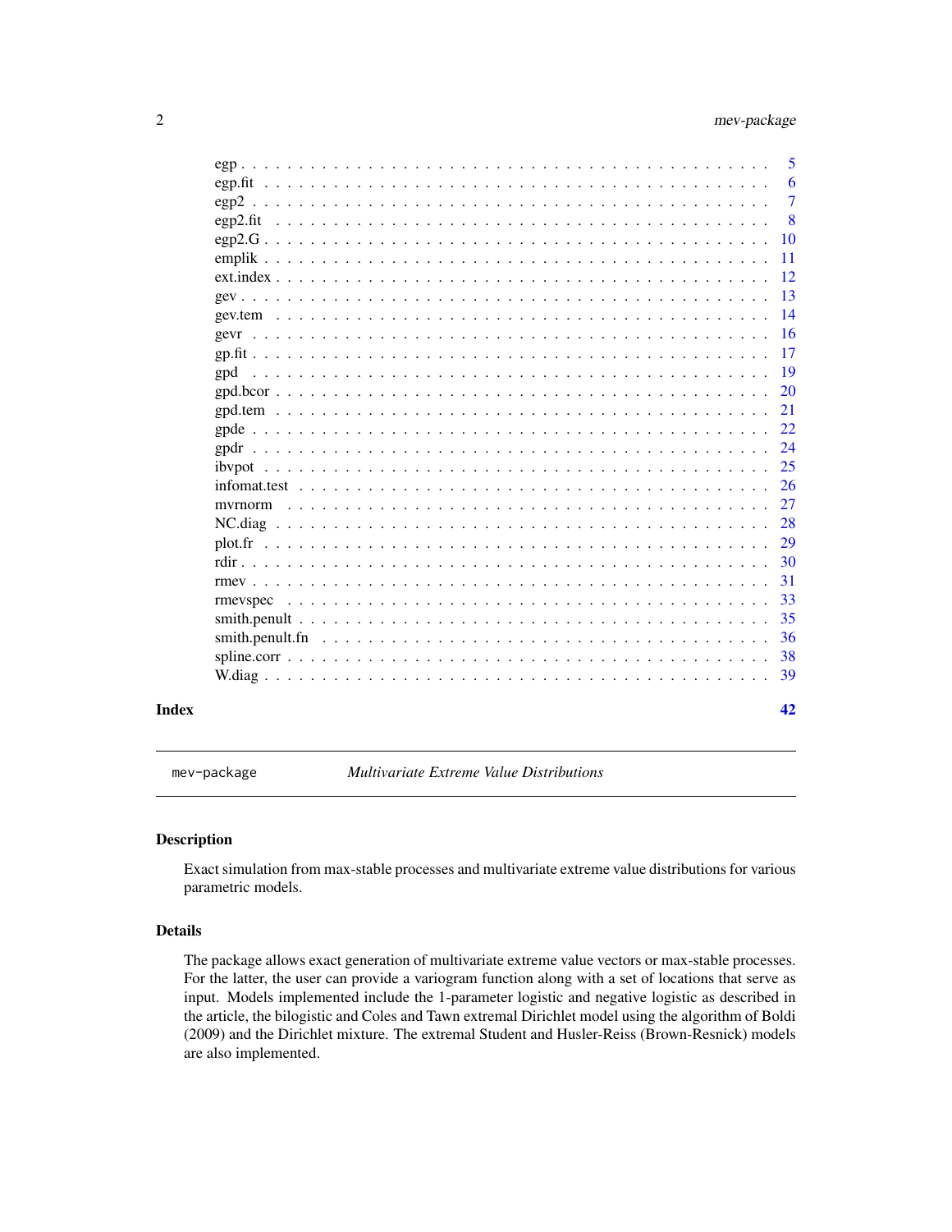| | |
|---|---|
| egp | 5 |
| egp.fit | 6 |
| egp2 | 7 |
| egp2.fit | 8 |
| egp2.G | 10 |
| emplik | 11 |
| ext.index | 12 |
| gev | 13 |
| gev.tem | 14 |
| gevr | 16 |
| gp.fit | 17 |
| gpd | 19 |
| gpd.bcor | 20 |
| gpd.tem | 21 |
| gpde | 22 |
| gpdr | 24 |
| ibvpot | 25 |
| infomat.test | 26 |
| mvrnorm | 27 |
| NC.diag | 28 |
| plot.fr | 29 |
| rdir | 30 |
| rmev | 31 |
| rmevspec | 33 |
| smith.penult | 35 |
| smith.penult.fn | 36 |
| spline.corr | 38 |
| W.diag | 39 |

**Index** 42

---

mev-package *Multivariate Extreme Value Distributions*

---

## Description

Exact simulation from max-stable processes and multivariate extreme value distributions for various parametric models.

## Details

The package allows exact generation of multivariate extreme value vectors or max-stable processes. For the latter, the user can provide a variogram function along with a set of locations that serve as input. Models implemented include the 1-parameter logistic and negative logistic as described in the article, the bilogistic and Coles and Tawn extremal Dirichlet model using the algorithm of Boldi (2009) and the Dirichlet mixture. The extremal Student and Husler-Reiss (Brown-Resnick) models are also implemented.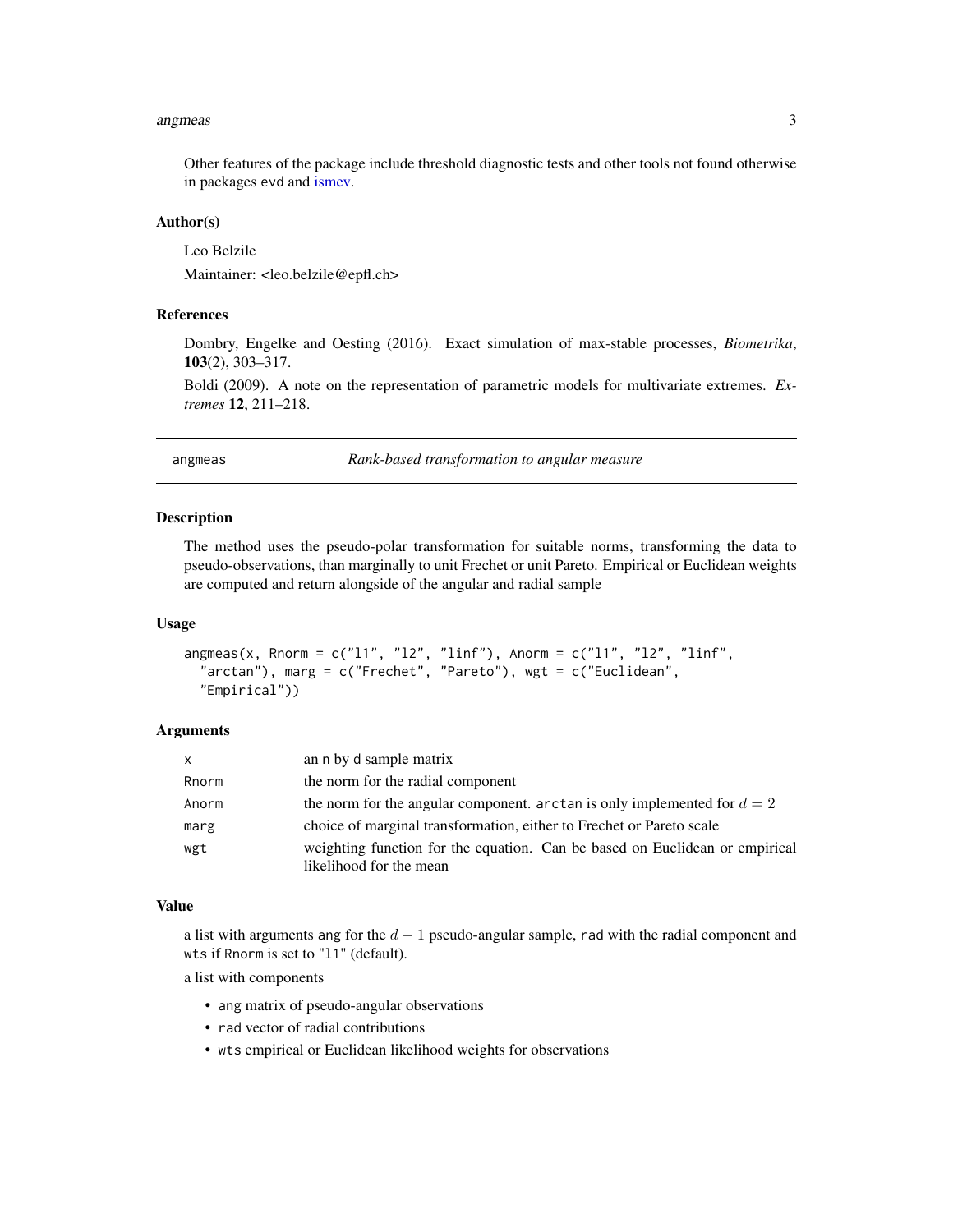Other features of the package include threshold diagnostic tests and other tools not found otherwise in packages evd and ismev.

### Author(s)

Leo Belzile

Maintainer: <leo.belzile@epfl.ch>

### References

Dombry, Engelke and Oesting (2016). Exact simulation of max-stable processes, *Biometrika*, **103**(2), 303–317.

Boldi (2009). A note on the representation of parametric models for multivariate extremes. *Extremes* **12**, 211–218.

---

## angmeas — *Rank-based transformation to angular measure*

---

### Description

The method uses the pseudo-polar transformation for suitable norms, transforming the data to pseudo-observations, than marginally to unit Frechet or unit Pareto. Empirical or Euclidean weights are computed and return alongside of the angular and radial sample

### Usage

```
angmeas(x, Rnorm = c("l1", "l2", "linf"), Anorm = c("l1", "l2", "linf",
  "arctan"), marg = c("Frechet", "Pareto"), wgt = c("Euclidean",
  "Empirical"))
```

### Arguments

| | |
|---|---|
| x | an n by d sample matrix |
| Rnorm | the norm for the radial component |
| Anorm | the norm for the angular component. arctan is only implemented for $d = 2$ |
| marg | choice of marginal transformation, either to Frechet or Pareto scale |
| wgt | weighting function for the equation. Can be based on Euclidean or empirical likelihood for the mean |

### Value

a list with arguments ang for the $d - 1$ pseudo-angular sample, rad with the radial component and wts if Rnorm is set to "l1" (default).

a list with components

- ang matrix of pseudo-angular observations
- rad vector of radial contributions
- wts empirical or Euclidean likelihood weights for observations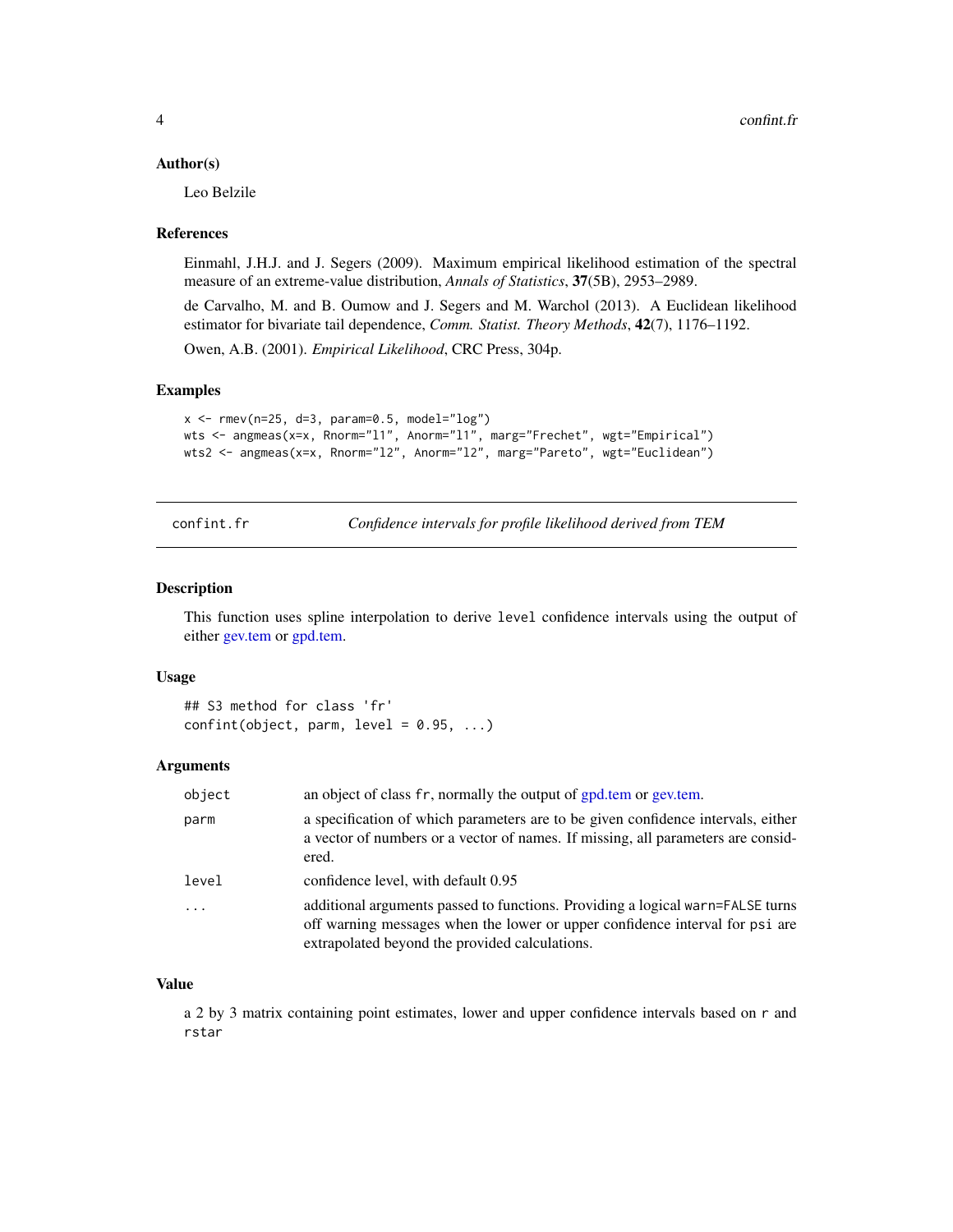### Author(s)

Leo Belzile

### References

Einmahl, J.H.J. and J. Segers (2009). Maximum empirical likelihood estimation of the spectral measure of an extreme-value distribution, *Annals of Statistics*, **37**(5B), 2953–2989.

de Carvalho, M. and B. Oumow and J. Segers and M. Warchol (2013). A Euclidean likelihood estimator for bivariate tail dependence, *Comm. Statist. Theory Methods*, **42**(7), 1176–1192.

Owen, A.B. (2001). *Empirical Likelihood*, CRC Press, 304p.

### Examples

```
x <- rmev(n=25, d=3, param=0.5, model="log")
wts <- angmeas(x=x, Rnorm="l1", Anorm="l1", marg="Frechet", wgt="Empirical")
wts2 <- angmeas(x=x, Rnorm="l2", Anorm="l2", marg="Pareto", wgt="Euclidean")
```

---

## confint.fr — *Confidence intervals for profile likelihood derived from TEM*

### Description

This function uses spline interpolation to derive `level` confidence intervals using the output of either gev.tem or gpd.tem.

### Usage

```
## S3 method for class 'fr'
confint(object, parm, level = 0.95, ...)
```

### Arguments

| | |
|---|---|
| `object` | an object of class `fr`, normally the output of gpd.tem or gev.tem. |
| `parm` | a specification of which parameters are to be given confidence intervals, either a vector of numbers or a vector of names. If missing, all parameters are considered. |
| `level` | confidence level, with default 0.95 |
| `...` | additional arguments passed to functions. Providing a logical `warn=FALSE` turns off warning messages when the lower or upper confidence interval for `psi` are extrapolated beyond the provided calculations. |

### Value

a 2 by 3 matrix containing point estimates, lower and upper confidence intervals based on `r` and `rstar`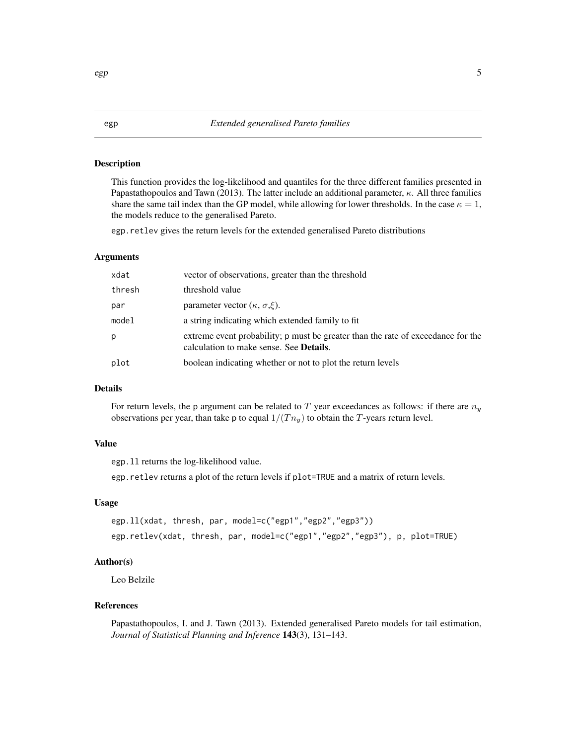egp *Extended generalised Pareto families*

## Description

This function provides the log-likelihood and quantiles for the three different families presented in Papastathopoulos and Tawn (2013). The latter include an additional parameter, $\kappa$. All three families share the same tail index than the GP model, while allowing for lower thresholds. In the case $\kappa = 1$, the models reduce to the generalised Pareto.

`egp.retlev` gives the return levels for the extended generalised Pareto distributions

## Arguments

| | |
|---|---|
| `xdat` | vector of observations, greater than the threshold |
| `thresh` | threshold value |
| `par` | parameter vector ($\kappa$, $\sigma$,$\xi$). |
| `model` | a string indicating which extended family to fit |
| `p` | extreme event probability; `p` must be greater than the rate of exceedance for the calculation to make sense. See **Details**. |
| `plot` | boolean indicating whether or not to plot the return levels |

## Details

For return levels, the `p` argument can be related to $T$ year exceedances as follows: if there are $n_y$ observations per year, than take `p` to equal $1/(Tn_y)$ to obtain the $T$-years return level.

## Value

`egp.ll` returns the log-likelihood value.

`egp.retlev` returns a plot of the return levels if `plot=TRUE` and a matrix of return levels.

## Usage

```
egp.ll(xdat, thresh, par, model=c("egp1","egp2","egp3"))
egp.retlev(xdat, thresh, par, model=c("egp1","egp2","egp3"), p, plot=TRUE)
```

## Author(s)

Leo Belzile

## References

Papastathopoulos, I. and J. Tawn (2013). Extended generalised Pareto models for tail estimation, *Journal of Statistical Planning and Inference* **143**(3), 131–143.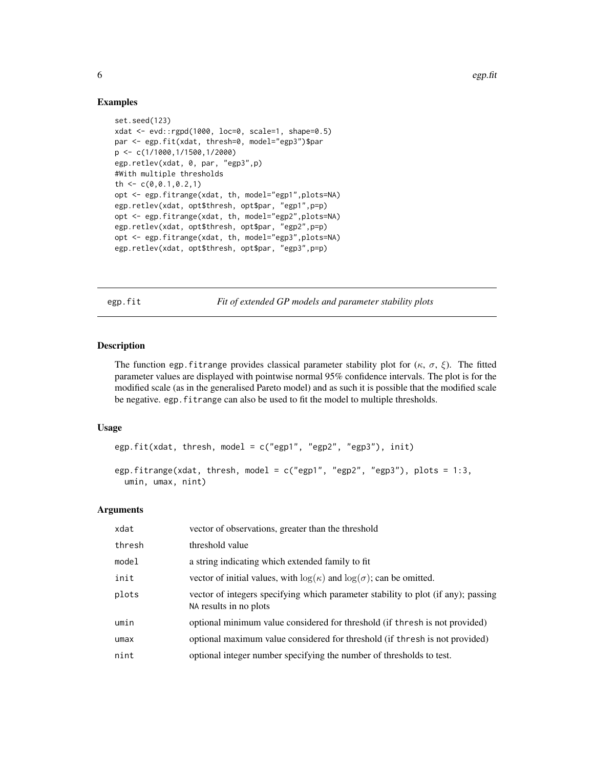## Examples

```
set.seed(123)
xdat <- evd::rgpd(1000, loc=0, scale=1, shape=0.5)
par <- egp.fit(xdat, thresh=0, model="egp3")$par
p <- c(1/1000,1/1500,1/2000)
egp.retlev(xdat, 0, par, "egp3",p)
#With multiple thresholds
th <- c(0,0.1,0.2,1)
opt <- egp.fitrange(xdat, th, model="egp1",plots=NA)
egp.retlev(xdat, opt$thresh, opt$par, "egp1",p=p)
opt <- egp.fitrange(xdat, th, model="egp2",plots=NA)
egp.retlev(xdat, opt$thresh, opt$par, "egp2",p=p)
opt <- egp.fitrange(xdat, th, model="egp3",plots=NA)
egp.retlev(xdat, opt$thresh, opt$par, "egp3",p=p)
```

---

# egp.fit — *Fit of extended GP models and parameter stability plots*

## Description

The function `egp.fitrange` provides classical parameter stability plot for ($\kappa$, $\sigma$, $\xi$). The fitted parameter values are displayed with pointwise normal 95% confidence intervals. The plot is for the modified scale (as in the generalised Pareto model) and as such it is possible that the modified scale be negative. `egp.fitrange` can also be used to fit the model to multiple thresholds.

## Usage

```
egp.fit(xdat, thresh, model = c("egp1", "egp2", "egp3"), init)

egp.fitrange(xdat, thresh, model = c("egp1", "egp2", "egp3"), plots = 1:3,
  umin, umax, nint)
```

## Arguments

| | |
|---|---|
| `xdat` | vector of observations, greater than the threshold |
| `thresh` | threshold value |
| `model` | a string indicating which extended family to fit |
| `init` | vector of initial values, with $\log(\kappa)$ and $\log(\sigma)$; can be omitted. |
| `plots` | vector of integers specifying which parameter stability to plot (if any); passing `NA` results in no plots |
| `umin` | optional minimum value considered for threshold (if `thresh` is not provided) |
| `umax` | optional maximum value considered for threshold (if `thresh` is not provided) |
| `nint` | optional integer number specifying the number of thresholds to test. |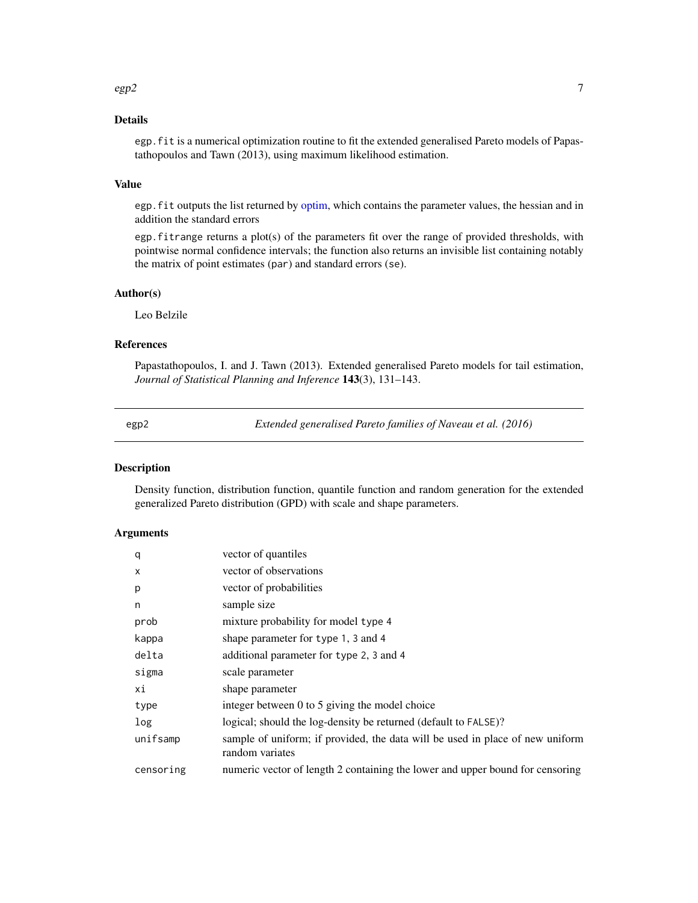### Details

`egp.fit` is a numerical optimization routine to fit the extended generalised Pareto models of Papastathopoulos and Tawn (2013), using maximum likelihood estimation.

### Value

`egp.fit` outputs the list returned by optim, which contains the parameter values, the hessian and in addition the standard errors

`egp.fitrange` returns a plot(s) of the parameters fit over the range of provided thresholds, with pointwise normal confidence intervals; the function also returns an invisible list containing notably the matrix of point estimates (`par`) and standard errors (`se`).

### Author(s)

Leo Belzile

### References

Papastathopoulos, I. and J. Tawn (2013). Extended generalised Pareto models for tail estimation, *Journal of Statistical Planning and Inference* **143**(3), 131–143.

---

## egp2 — *Extended generalised Pareto families of Naveau et al. (2016)*

---

### Description

Density function, distribution function, quantile function and random generation for the extended generalized Pareto distribution (GPD) with scale and shape parameters.

### Arguments

| | |
|---|---|
| `q` | vector of quantiles |
| `x` | vector of observations |
| `p` | vector of probabilities |
| `n` | sample size |
| `prob` | mixture probability for model `type` 4 |
| `kappa` | shape parameter for `type` 1, 3 and 4 |
| `delta` | additional parameter for `type` 2, 3 and 4 |
| `sigma` | scale parameter |
| `xi` | shape parameter |
| `type` | integer between 0 to 5 giving the model choice |
| `log` | logical; should the log-density be returned (default to `FALSE`)? |
| `unifsamp` | sample of uniform; if provided, the data will be used in place of new uniform random variates |
| `censoring` | numeric vector of length 2 containing the lower and upper bound for censoring |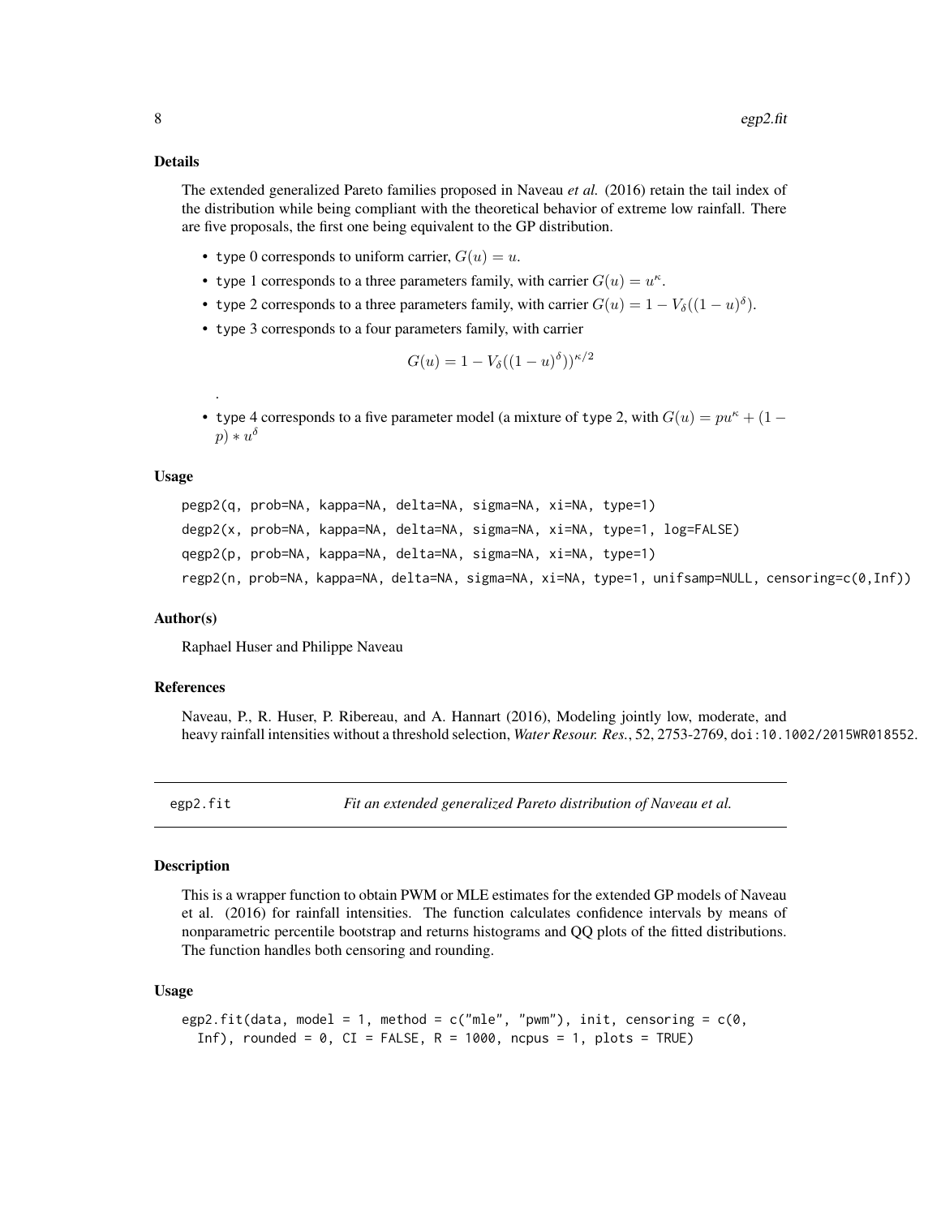### Details

The extended generalized Pareto families proposed in Naveau *et al.* (2016) retain the tail index of the distribution while being compliant with the theoretical behavior of extreme low rainfall. There are five proposals, the first one being equivalent to the GP distribution.

- `type` 0 corresponds to uniform carrier, $G(u) = u$.
- `type` 1 corresponds to a three parameters family, with carrier $G(u) = u^\kappa$.
- `type` 2 corresponds to a three parameters family, with carrier $G(u) = 1 - V_\delta((1-u)^\delta)$.
- `type` 3 corresponds to a four parameters family, with carrier

$$G(u) = 1 - V_\delta((1-u)^\delta))^{\kappa/2}$$

.

- `type` 4 corresponds to a five parameter model (a mixture of `type` 2, with $G(u) = pu^\kappa + (1-p) * u^\delta$

### Usage

```
pegp2(q, prob=NA, kappa=NA, delta=NA, sigma=NA, xi=NA, type=1)
degp2(x, prob=NA, kappa=NA, delta=NA, sigma=NA, xi=NA, type=1, log=FALSE)
qegp2(p, prob=NA, kappa=NA, delta=NA, sigma=NA, xi=NA, type=1)
regp2(n, prob=NA, kappa=NA, delta=NA, sigma=NA, xi=NA, type=1, unifsamp=NULL, censoring=c(0,Inf))
```

### Author(s)

Raphael Huser and Philippe Naveau

### References

Naveau, P., R. Huser, P. Ribereau, and A. Hannart (2016), Modeling jointly low, moderate, and heavy rainfall intensities without a threshold selection, *Water Resour. Res.*, 52, 2753-2769, doi:10.1002/2015WR018552.

---

## egp2.fit — *Fit an extended generalized Pareto distribution of Naveau et al.*

### Description

This is a wrapper function to obtain PWM or MLE estimates for the extended GP models of Naveau et al. (2016) for rainfall intensities. The function calculates confidence intervals by means of nonparametric percentile bootstrap and returns histograms and QQ plots of the fitted distributions. The function handles both censoring and rounding.

### Usage

```
egp2.fit(data, model = 1, method = c("mle", "pwm"), init, censoring = c(0,
  Inf), rounded = 0, CI = FALSE, R = 1000, ncpus = 1, plots = TRUE)
```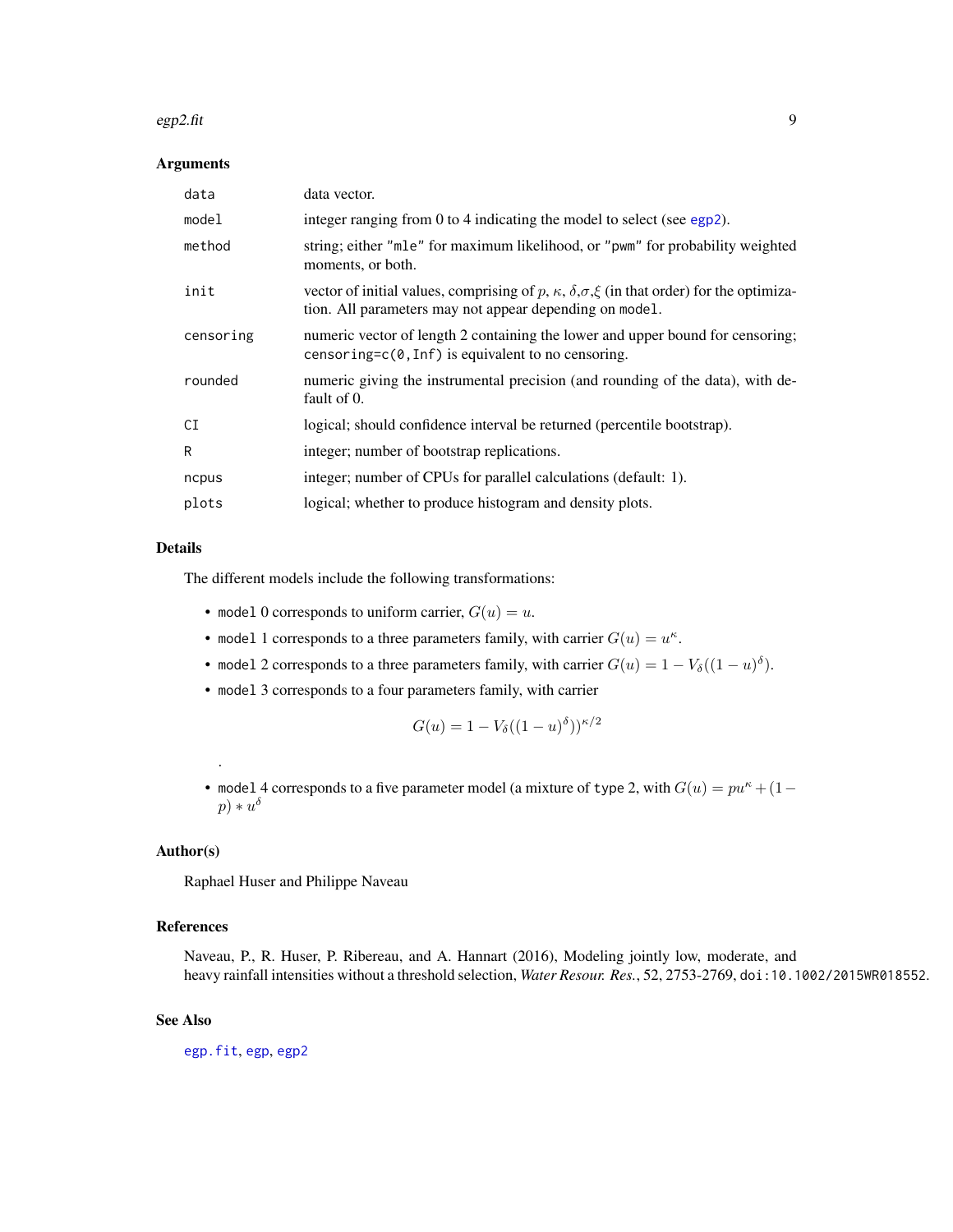### Arguments

| | |
|---|---|
| `data` | data vector. |
| `model` | integer ranging from 0 to 4 indicating the model to select (see `egp2`). |
| `method` | string; either `"mle"` for maximum likelihood, or `"pwm"` for probability weighted moments, or both. |
| `init` | vector of initial values, comprising of $p$, $\kappa$, $\delta$,$\sigma$,$\xi$ (in that order) for the optimization. All parameters may not appear depending on `model`. |
| `censoring` | numeric vector of length 2 containing the lower and upper bound for censoring; `censoring=c(0,Inf)` is equivalent to no censoring. |
| `rounded` | numeric giving the instrumental precision (and rounding of the data), with default of 0. |
| `CI` | logical; should confidence interval be returned (percentile bootstrap). |
| `R` | integer; number of bootstrap replications. |
| `ncpus` | integer; number of CPUs for parallel calculations (default: 1). |
| `plots` | logical; whether to produce histogram and density plots. |

### Details

The different models include the following transformations:

- `model` 0 corresponds to uniform carrier, $G(u) = u$.
- `model` 1 corresponds to a three parameters family, with carrier $G(u) = u^\kappa$.
- `model` 2 corresponds to a three parameters family, with carrier $G(u) = 1 - V_\delta((1-u)^\delta)$.
- `model` 3 corresponds to a four parameters family, with carrier

$$G(u) = 1 - V_\delta((1-u)^\delta))^{\kappa/2}$$

.

- `model` 4 corresponds to a five parameter model (a mixture of `type` 2, with $G(u) = pu^\kappa + (1-p) * u^\delta$

### Author(s)

Raphael Huser and Philippe Naveau

### References

Naveau, P., R. Huser, P. Ribereau, and A. Hannart (2016), Modeling jointly low, moderate, and heavy rainfall intensities without a threshold selection, *Water Resour. Res.*, 52, 2753-2769, `doi:10.1002/2015WR018552`.

### See Also

`egp.fit`, `egp`, `egp2`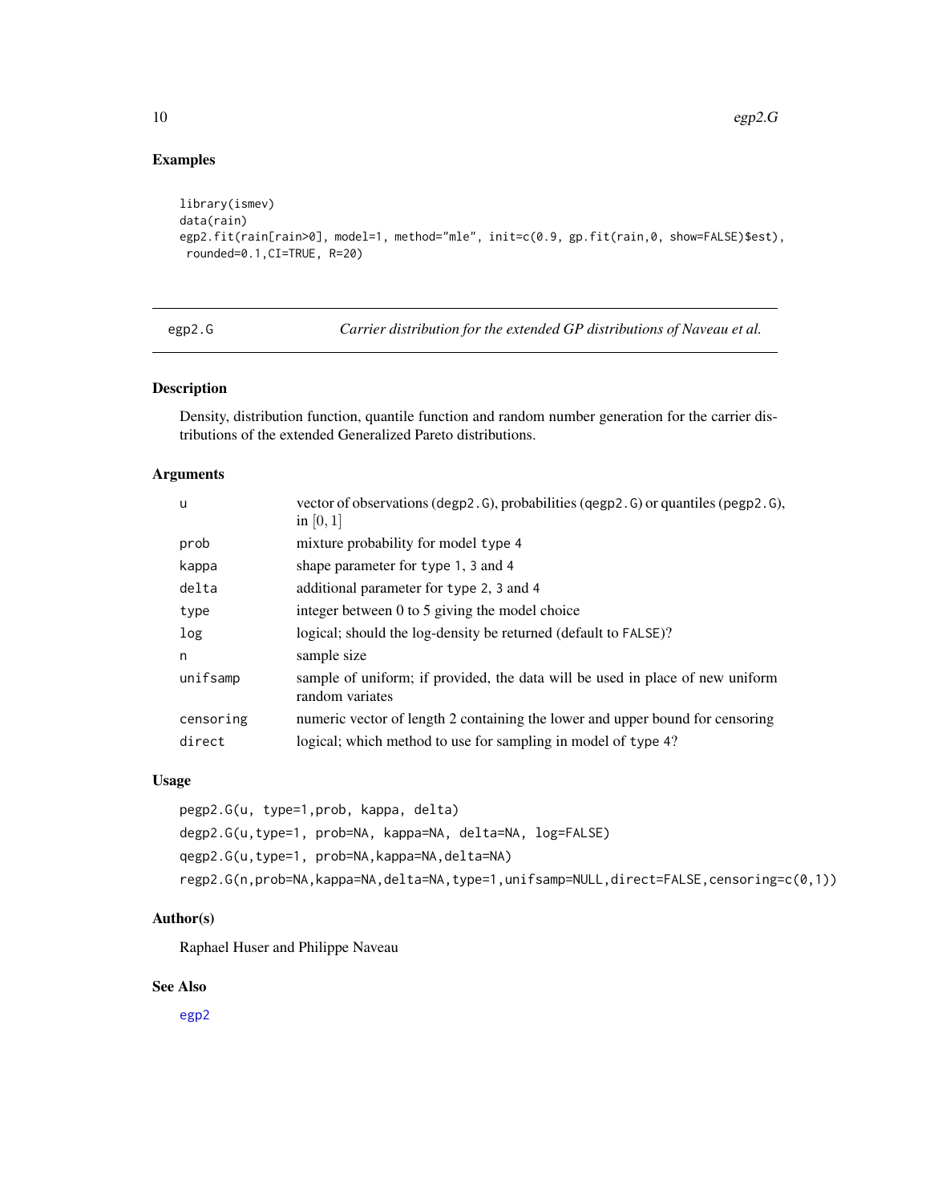## Examples

```
library(ismev)
data(rain)
egp2.fit(rain[rain>0], model=1, method="mle", init=c(0.9, gp.fit(rain,0, show=FALSE)$est),
 rounded=0.1,CI=TRUE, R=20)
```

---

`egp2.G` *Carrier distribution for the extended GP distributions of Naveau et al.*

---

## Description

Density, distribution function, quantile function and random number generation for the carrier distributions of the extended Generalized Pareto distributions.

## Arguments

| | |
|---|---|
| `u` | vector of observations (`degp2.G`), probabilities (`qegp2.G`) or quantiles (`pegp2.G`), in $[0, 1]$ |
| `prob` | mixture probability for model `type` 4 |
| `kappa` | shape parameter for `type` 1, 3 and 4 |
| `delta` | additional parameter for `type` 2, 3 and 4 |
| `type` | integer between 0 to 5 giving the model choice |
| `log` | logical; should the log-density be returned (default to `FALSE`)? |
| `n` | sample size |
| `unifsamp` | sample of uniform; if provided, the data will be used in place of new uniform random variates |
| `censoring` | numeric vector of length 2 containing the lower and upper bound for censoring |
| `direct` | logical; which method to use for sampling in model of `type` 4? |

## Usage

```
pegp2.G(u, type=1,prob, kappa, delta)
degp2.G(u,type=1, prob=NA, kappa=NA, delta=NA, log=FALSE)
qegp2.G(u,type=1, prob=NA,kappa=NA,delta=NA)
regp2.G(n,prob=NA,kappa=NA,delta=NA,type=1,unifsamp=NULL,direct=FALSE,censoring=c(0,1))
```

## Author(s)

Raphael Huser and Philippe Naveau

## See Also

`egp2`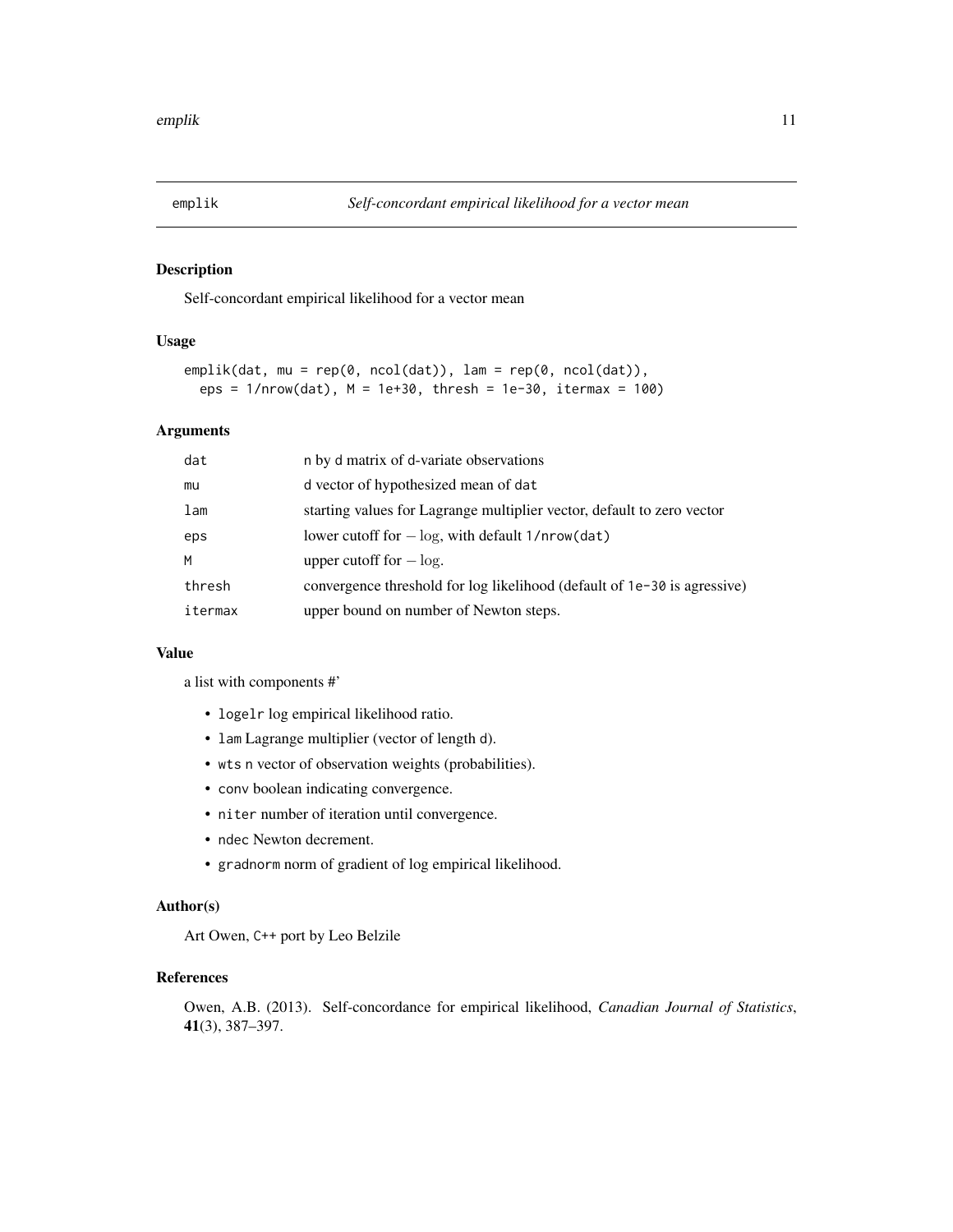# emplik — *Self-concordant empirical likelihood for a vector mean*

## Description

Self-concordant empirical likelihood for a vector mean

## Usage

```
emplik(dat, mu = rep(0, ncol(dat)), lam = rep(0, ncol(dat)),
  eps = 1/nrow(dat), M = 1e+30, thresh = 1e-30, itermax = 100)
```

## Arguments

| | |
|---|---|
| `dat` | `n` by `d` matrix of `d`-variate observations |
| `mu` | `d` vector of hypothesized mean of `dat` |
| `lam` | starting values for Lagrange multiplier vector, default to zero vector |
| `eps` | lower cutoff for $-\log$, with default `1/nrow(dat)` |
| `M` | upper cutoff for $-\log$. |
| `thresh` | convergence threshold for log likelihood (default of `1e-30` is agressive) |
| `itermax` | upper bound on number of Newton steps. |

## Value

a list with components #'

- `logelr` log empirical likelihood ratio.
- `lam` Lagrange multiplier (vector of length `d`).
- `wts` `n` vector of observation weights (probabilities).
- `conv` boolean indicating convergence.
- `niter` number of iteration until convergence.
- `ndec` Newton decrement.
- `gradnorm` norm of gradient of log empirical likelihood.

## Author(s)

Art Owen, `C++` port by Leo Belzile

## References

Owen, A.B. (2013). Self-concordance for empirical likelihood, *Canadian Journal of Statistics*, **41**(3), 387–397.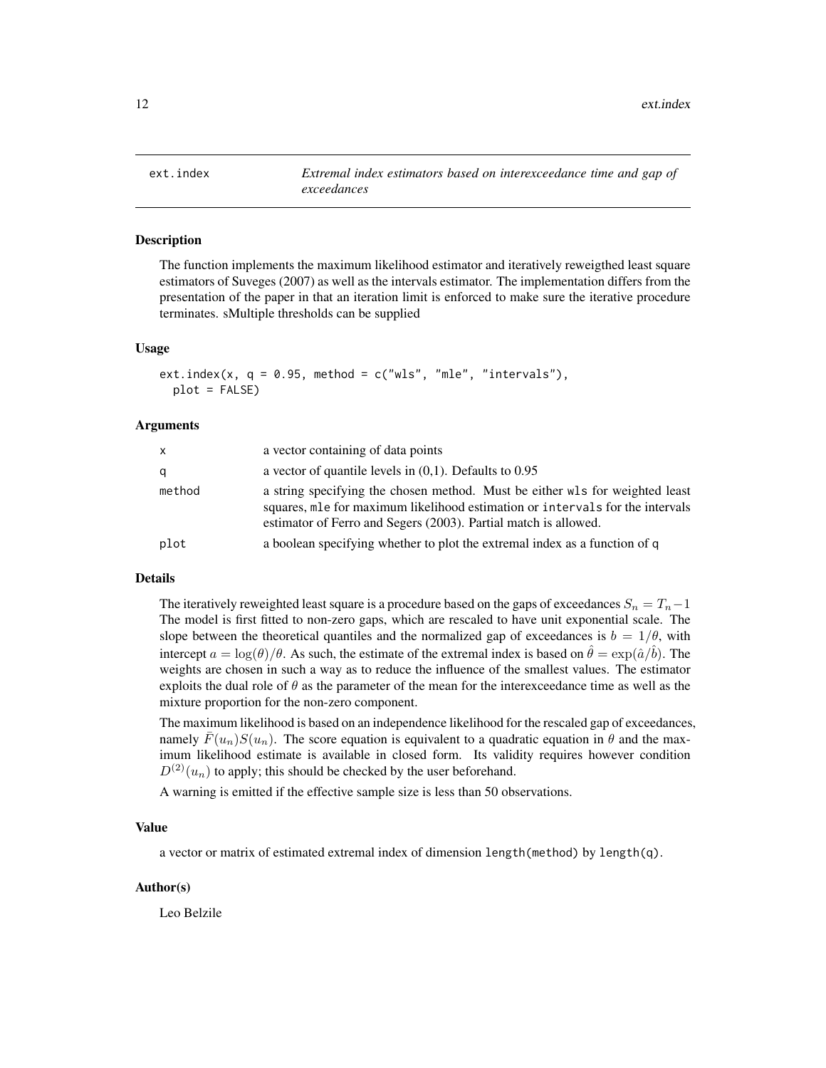# ext.index — *Extremal index estimators based on interexceedance time and gap of exceedances*

## Description

The function implements the maximum likelihood estimator and iteratively reweigthed least square estimators of Suveges (2007) as well as the intervals estimator. The implementation differs from the presentation of the paper in that an iteration limit is enforced to make sure the iterative procedure terminates. sMultiple thresholds can be supplied

## Usage

```
ext.index(x, q = 0.95, method = c("wls", "mle", "intervals"),
  plot = FALSE)
```

## Arguments

| | |
|---|---|
| `x` | a vector containing of data points |
| `q` | a vector of quantile levels in (0,1). Defaults to 0.95 |
| `method` | a string specifying the chosen method. Must be either `wls` for weighted least squares, `mle` for maximum likelihood estimation or `intervals` for the intervals estimator of Ferro and Segers (2003). Partial match is allowed. |
| `plot` | a boolean specifying whether to plot the extremal index as a function of `q` |

## Details

The iteratively reweighted least square is a procedure based on the gaps of exceedances $S_n = T_n - 1$ The model is first fitted to non-zero gaps, which are rescaled to have unit exponential scale. The slope between the theoretical quantiles and the normalized gap of exceedances is $b = 1/\theta$, with intercept $a = \log(\theta)/\theta$. As such, the estimate of the extremal index is based on $\hat{\theta} = \exp(\hat{a}/\hat{b})$. The weights are chosen in such a way as to reduce the influence of the smallest values. The estimator exploits the dual role of $\theta$ as the parameter of the mean for the interexceedance time as well as the mixture proportion for the non-zero component.

The maximum likelihood is based on an independence likelihood for the rescaled gap of exceedances, namely $\bar{F}(u_n)S(u_n)$. The score equation is equivalent to a quadratic equation in $\theta$ and the maximum likelihood estimate is available in closed form. Its validity requires however condition $D^{(2)}(u_n)$ to apply; this should be checked by the user beforehand.

A warning is emitted if the effective sample size is less than 50 observations.

## Value

a vector or matrix of estimated extremal index of dimension `length(method)` by `length(q)`.

## Author(s)

Leo Belzile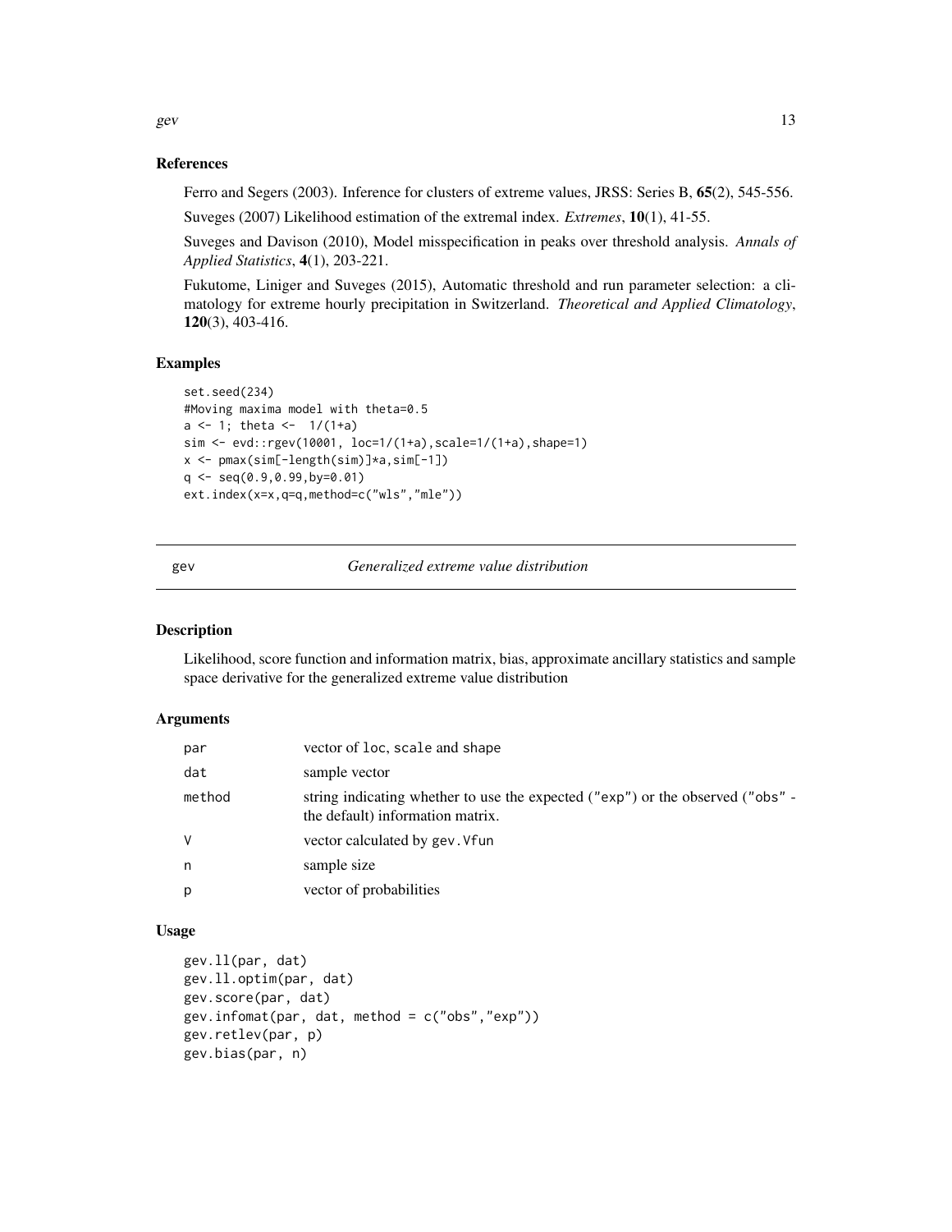### References

Ferro and Segers (2003). Inference for clusters of extreme values, JRSS: Series B, **65**(2), 545-556.

Suveges (2007) Likelihood estimation of the extremal index. *Extremes*, **10**(1), 41-55.

Suveges and Davison (2010), Model misspecification in peaks over threshold analysis. *Annals of Applied Statistics*, **4**(1), 203-221.

Fukutome, Liniger and Suveges (2015), Automatic threshold and run parameter selection: a climatology for extreme hourly precipitation in Switzerland. *Theoretical and Applied Climatology*, **120**(3), 403-416.

### Examples

```
set.seed(234)
#Moving maxima model with theta=0.5
a <- 1; theta <-  1/(1+a)
sim <- evd::rgev(10001, loc=1/(1+a),scale=1/(1+a),shape=1)
x <- pmax(sim[-length(sim)]*a,sim[-1])
q <- seq(0.9,0.99,by=0.01)
ext.index(x=x,q=q,method=c("wls","mle"))
```

---

## gev — *Generalized extreme value distribution*

### Description

Likelihood, score function and information matrix, bias, approximate ancillary statistics and sample space derivative for the generalized extreme value distribution

### Arguments

| | |
|---|---|
| par | vector of loc, scale and shape |
| dat | sample vector |
| method | string indicating whether to use the expected ("exp") or the observed ("obs" - the default) information matrix. |
| V | vector calculated by gev.Vfun |
| n | sample size |
| p | vector of probabilities |

### Usage

```
gev.ll(par, dat)
gev.ll.optim(par, dat)
gev.score(par, dat)
gev.infomat(par, dat, method = c("obs","exp"))
gev.retlev(par, p)
gev.bias(par, n)
```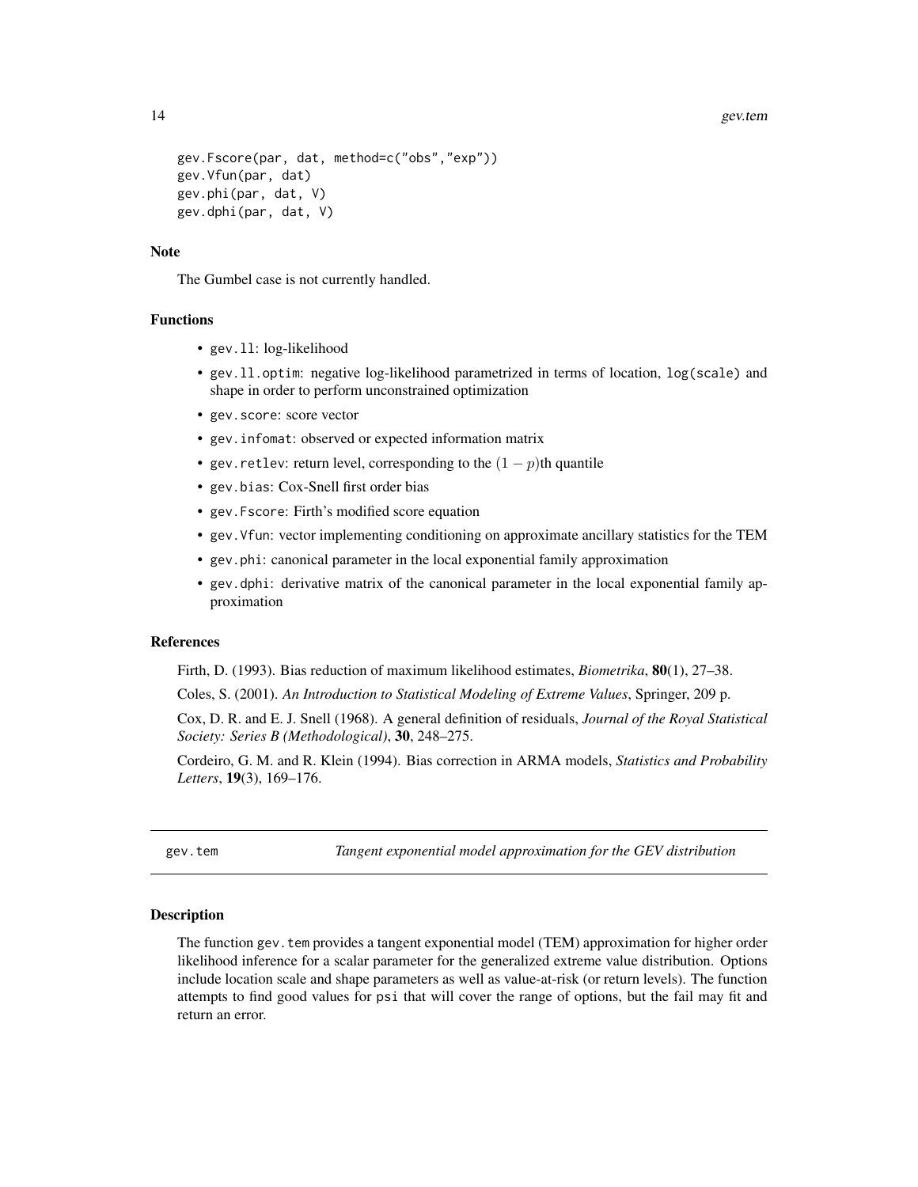```
gev.Fscore(par, dat, method=c("obs","exp"))
gev.Vfun(par, dat)
gev.phi(par, dat, V)
gev.dphi(par, dat, V)
```

### Note

The Gumbel case is not currently handled.

### Functions

- `gev.ll`: log-likelihood
- `gev.ll.optim`: negative log-likelihood parametrized in terms of location, `log(scale)` and shape in order to perform unconstrained optimization
- `gev.score`: score vector
- `gev.infomat`: observed or expected information matrix
- `gev.retlev`: return level, corresponding to the $(1-p)$th quantile
- `gev.bias`: Cox-Snell first order bias
- `gev.Fscore`: Firth's modified score equation
- `gev.Vfun`: vector implementing conditioning on approximate ancillary statistics for the TEM
- `gev.phi`: canonical parameter in the local exponential family approximation
- `gev.dphi`: derivative matrix of the canonical parameter in the local exponential family approximation

### References

Firth, D. (1993). Bias reduction of maximum likelihood estimates, *Biometrika*, **80**(1), 27–38.

Coles, S. (2001). *An Introduction to Statistical Modeling of Extreme Values*, Springer, 209 p.

Cox, D. R. and E. J. Snell (1968). A general definition of residuals, *Journal of the Royal Statistical Society: Series B (Methodological)*, **30**, 248–275.

Cordeiro, G. M. and R. Klein (1994). Bias correction in ARMA models, *Statistics and Probability Letters*, **19**(3), 169–176.

---

## gev.tem — *Tangent exponential model approximation for the GEV distribution*

### Description

The function `gev.tem` provides a tangent exponential model (TEM) approximation for higher order likelihood inference for a scalar parameter for the generalized extreme value distribution. Options include location scale and shape parameters as well as value-at-risk (or return levels). The function attempts to find good values for `psi` that will cover the range of options, but the fail may fit and return an error.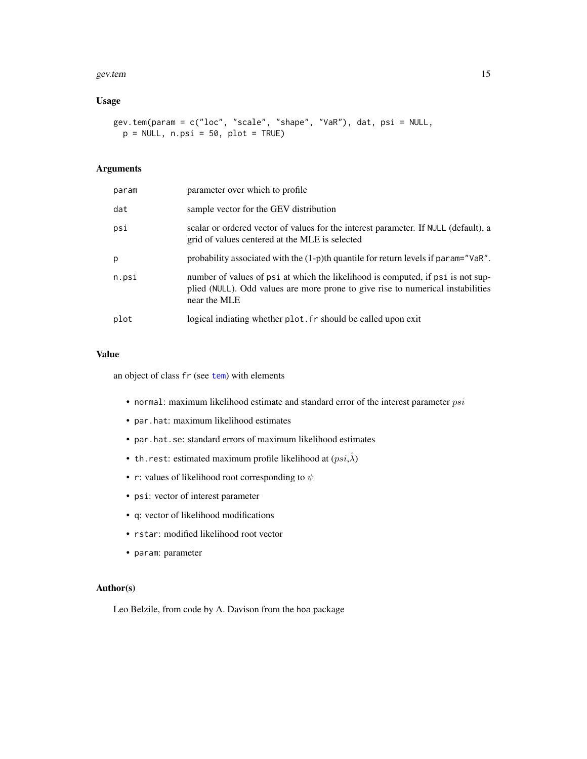## Usage

```
gev.tem(param = c("loc", "scale", "shape", "VaR"), dat, psi = NULL,
  p = NULL, n.psi = 50, plot = TRUE)
```

## Arguments

| | |
|---|---|
| param | parameter over which to profile |
| dat | sample vector for the GEV distribution |
| psi | scalar or ordered vector of values for the interest parameter. If NULL (default), a grid of values centered at the MLE is selected |
| p | probability associated with the (1-p)th quantile for return levels if param="VaR". |
| n.psi | number of values of psi at which the likelihood is computed, if psi is not supplied (NULL). Odd values are more prone to give rise to numerical instabilities near the MLE |
| plot | logical indiating whether plot.fr should be called upon exit |

## Value

an object of class fr (see tem) with elements

- normal: maximum likelihood estimate and standard error of the interest parameter $psi$
- par.hat: maximum likelihood estimates
- par.hat.se: standard errors of maximum likelihood estimates
- th.rest: estimated maximum profile likelihood at ($psi$,$\hat{\lambda}$)
- r: values of likelihood root corresponding to $\psi$
- psi: vector of interest parameter
- q: vector of likelihood modifications
- rstar: modified likelihood root vector
- param: parameter

## Author(s)

Leo Belzile, from code by A. Davison from the hoa package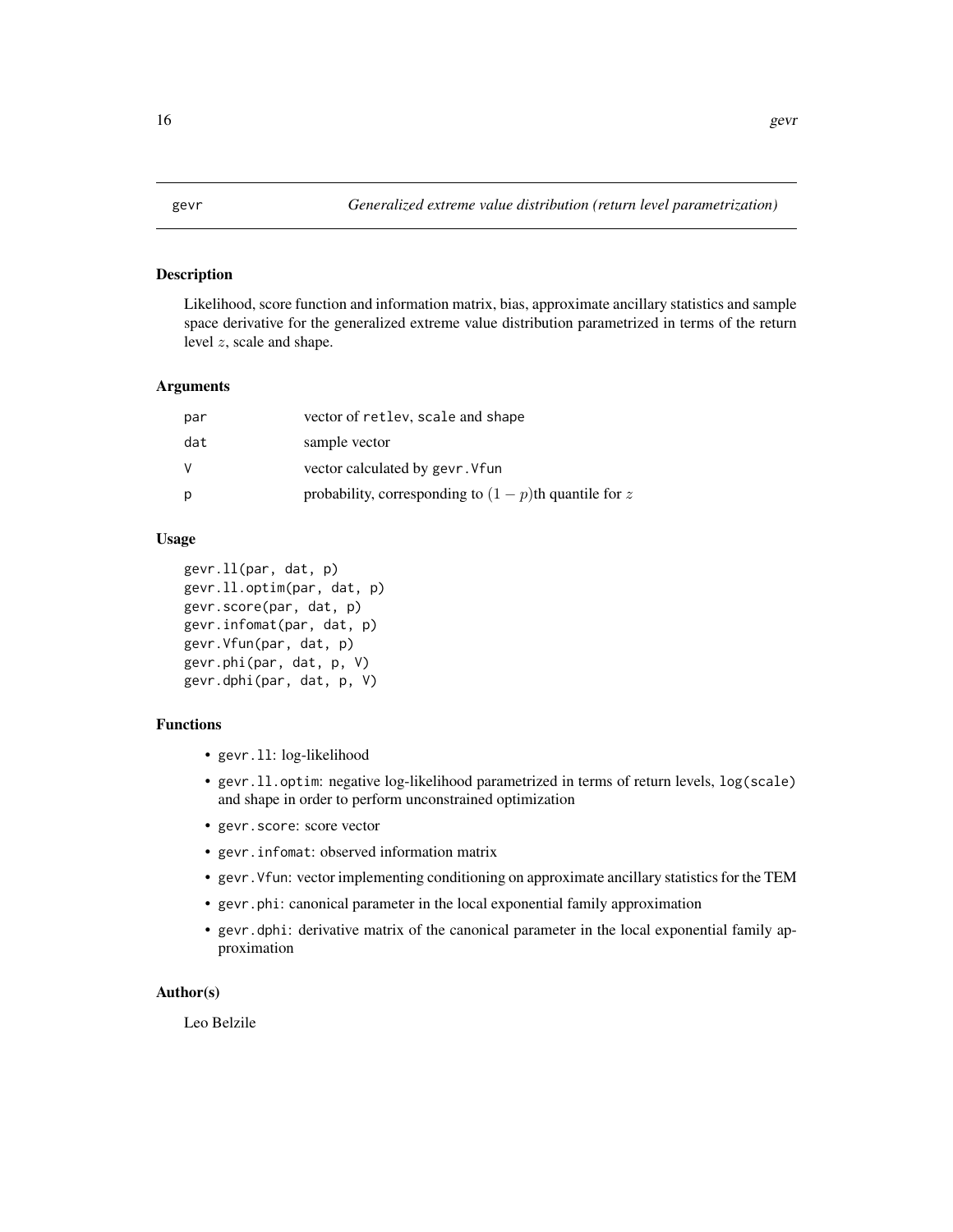# gevr — Generalized extreme value distribution (return level parametrization)

## Description

Likelihood, score function and information matrix, bias, approximate ancillary statistics and sample space derivative for the generalized extreme value distribution parametrized in terms of the return level $z$, scale and shape.

## Arguments

| | |
|---|---|
| par | vector of `retlev`, `scale` and `shape` |
| dat | sample vector |
| V | vector calculated by `gevr.Vfun` |
| p | probability, corresponding to $(1-p)$th quantile for $z$ |

## Usage

```
gevr.ll(par, dat, p)
gevr.ll.optim(par, dat, p)
gevr.score(par, dat, p)
gevr.infomat(par, dat, p)
gevr.Vfun(par, dat, p)
gevr.phi(par, dat, p, V)
gevr.dphi(par, dat, p, V)
```

## Functions

- `gevr.ll`: log-likelihood
- `gevr.ll.optim`: negative log-likelihood parametrized in terms of return levels, `log(scale)` and shape in order to perform unconstrained optimization
- `gevr.score`: score vector
- `gevr.infomat`: observed information matrix
- `gevr.Vfun`: vector implementing conditioning on approximate ancillary statistics for the TEM
- `gevr.phi`: canonical parameter in the local exponential family approximation
- `gevr.dphi`: derivative matrix of the canonical parameter in the local exponential family approximation

## Author(s)

Leo Belzile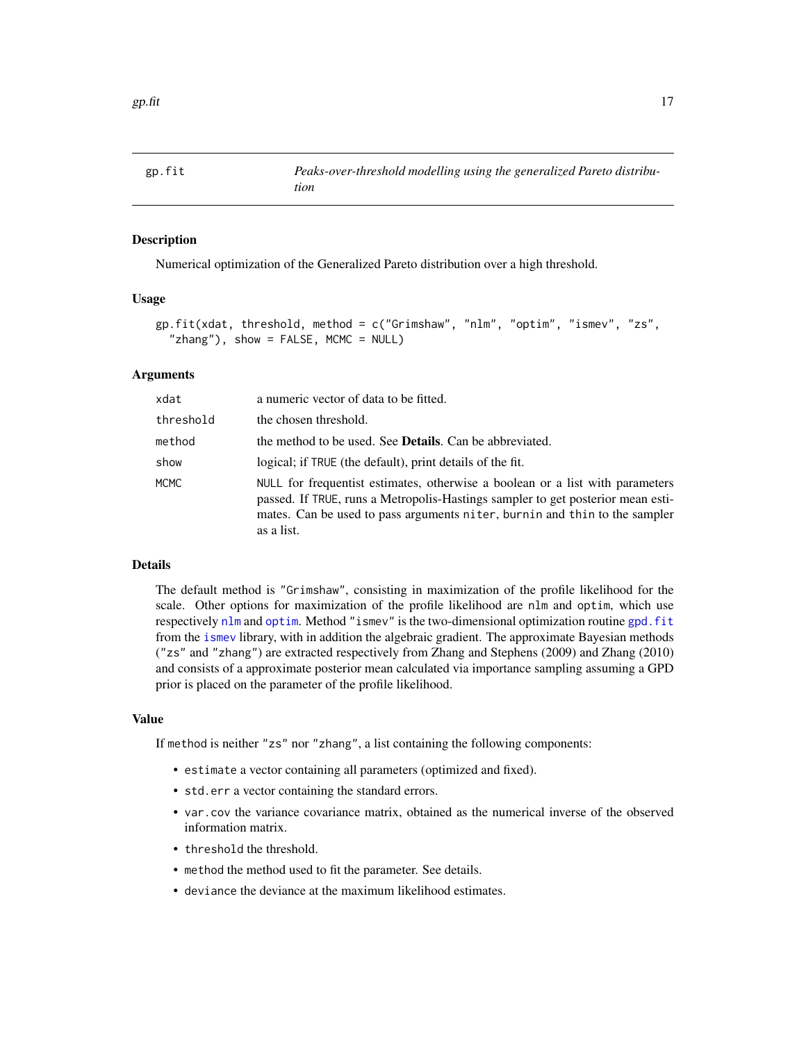## gp.fit — *Peaks-over-threshold modelling using the generalized Pareto distribution*

### Description

Numerical optimization of the Generalized Pareto distribution over a high threshold.

### Usage

```
gp.fit(xdat, threshold, method = c("Grimshaw", "nlm", "optim", "ismev", "zs",
  "zhang"), show = FALSE, MCMC = NULL)
```

### Arguments

| | |
|---|---|
| `xdat` | a numeric vector of data to be fitted. |
| `threshold` | the chosen threshold. |
| `method` | the method to be used. See **Details**. Can be abbreviated. |
| `show` | logical; if `TRUE` (the default), print details of the fit. |
| `MCMC` | `NULL` for frequentist estimates, otherwise a boolean or a list with parameters passed. If `TRUE`, runs a Metropolis-Hastings sampler to get posterior mean estimates. Can be used to pass arguments `niter`, `burnin` and `thin` to the sampler as a list. |

### Details

The default method is `"Grimshaw"`, consisting in maximization of the profile likelihood for the scale. Other options for maximization of the profile likelihood are `nlm` and `optim`, which use respectively `nlm` and `optim`. Method `"ismev"` is the two-dimensional optimization routine `gpd.fit` from the `ismev` library, with in addition the algebraic gradient. The approximate Bayesian methods (`"zs"` and `"zhang"`) are extracted respectively from Zhang and Stephens (2009) and Zhang (2010) and consists of a approximate posterior mean calculated via importance sampling assuming a GPD prior is placed on the parameter of the profile likelihood.

### Value

If `method` is neither `"zs"` nor `"zhang"`, a list containing the following components:

- `estimate` a vector containing all parameters (optimized and fixed).
- `std.err` a vector containing the standard errors.
- `var.cov` the variance covariance matrix, obtained as the numerical inverse of the observed information matrix.
- `threshold` the threshold.
- `method` the method used to fit the parameter. See details.
- `deviance` the deviance at the maximum likelihood estimates.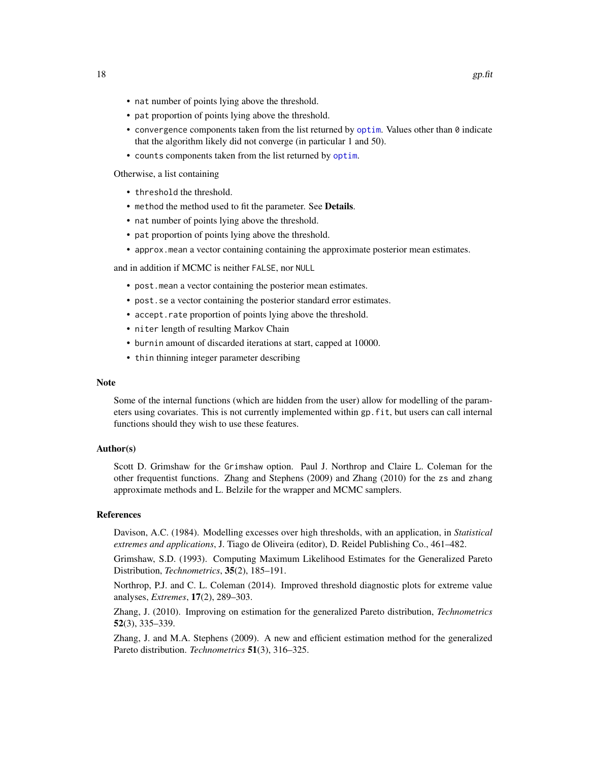- `nat` number of points lying above the threshold.
- `pat` proportion of points lying above the threshold.
- `convergence` components taken from the list returned by `optim`. Values other than `0` indicate that the algorithm likely did not converge (in particular 1 and 50).
- `counts` components taken from the list returned by `optim`.

Otherwise, a list containing

- `threshold` the threshold.
- `method` the method used to fit the parameter. See **Details**.
- `nat` number of points lying above the threshold.
- `pat` proportion of points lying above the threshold.
- `approx.mean` a vector containing containing the approximate posterior mean estimates.

and in addition if MCMC is neither `FALSE`, nor `NULL`

- `post.mean` a vector containing the posterior mean estimates.
- `post.se` a vector containing the posterior standard error estimates.
- `accept.rate` proportion of points lying above the threshold.
- `niter` length of resulting Markov Chain
- `burnin` amount of discarded iterations at start, capped at 10000.
- `thin` thinning integer parameter describing

### Note

Some of the internal functions (which are hidden from the user) allow for modelling of the parameters using covariates. This is not currently implemented within `gp.fit`, but users can call internal functions should they wish to use these features.

### Author(s)

Scott D. Grimshaw for the `Grimshaw` option. Paul J. Northrop and Claire L. Coleman for the other frequentist functions. Zhang and Stephens (2009) and Zhang (2010) for the `zs` and `zhang` approximate methods and L. Belzile for the wrapper and MCMC samplers.

### References

Davison, A.C. (1984). Modelling excesses over high thresholds, with an application, in *Statistical extremes and applications*, J. Tiago de Oliveira (editor), D. Reidel Publishing Co., 461–482.

Grimshaw, S.D. (1993). Computing Maximum Likelihood Estimates for the Generalized Pareto Distribution, *Technometrics*, **35**(2), 185–191.

Northrop, P.J. and C. L. Coleman (2014). Improved threshold diagnostic plots for extreme value analyses, *Extremes*, **17**(2), 289–303.

Zhang, J. (2010). Improving on estimation for the generalized Pareto distribution, *Technometrics* **52**(3), 335–339.

Zhang, J. and M.A. Stephens (2009). A new and efficient estimation method for the generalized Pareto distribution. *Technometrics* **51**(3), 316–325.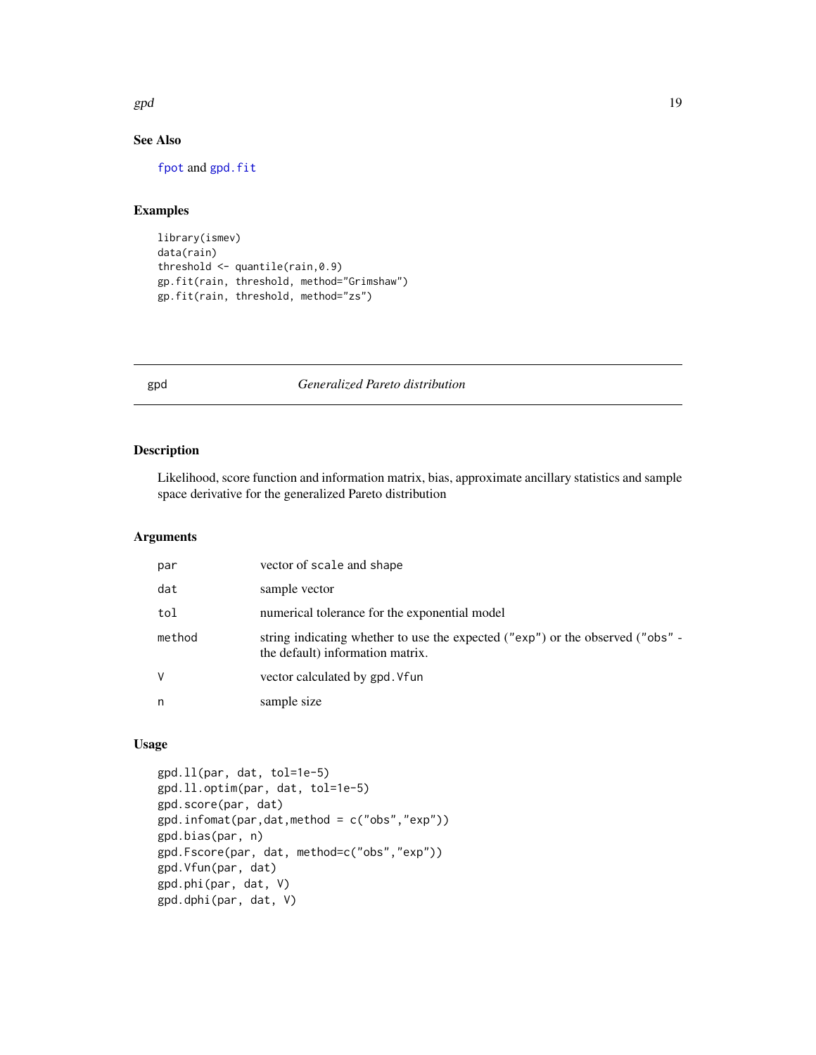## See Also

`fpot` and `gpd.fit`

## Examples

```
library(ismev)
data(rain)
threshold <- quantile(rain,0.9)
gp.fit(rain, threshold, method="Grimshaw")
gp.fit(rain, threshold, method="zs")
```

---

# gpd — *Generalized Pareto distribution*

## Description

Likelihood, score function and information matrix, bias, approximate ancillary statistics and sample space derivative for the generalized Pareto distribution

## Arguments

| | |
|---|---|
| par | vector of scale and shape |
| dat | sample vector |
| tol | numerical tolerance for the exponential model |
| method | string indicating whether to use the expected ("exp") or the observed ("obs" - the default) information matrix. |
| V | vector calculated by gpd.Vfun |
| n | sample size |

## Usage

```
gpd.ll(par, dat, tol=1e-5)
gpd.ll.optim(par, dat, tol=1e-5)
gpd.score(par, dat)
gpd.infomat(par,dat,method = c("obs","exp"))
gpd.bias(par, n)
gpd.Fscore(par, dat, method=c("obs","exp"))
gpd.Vfun(par, dat)
gpd.phi(par, dat, V)
gpd.dphi(par, dat, V)
```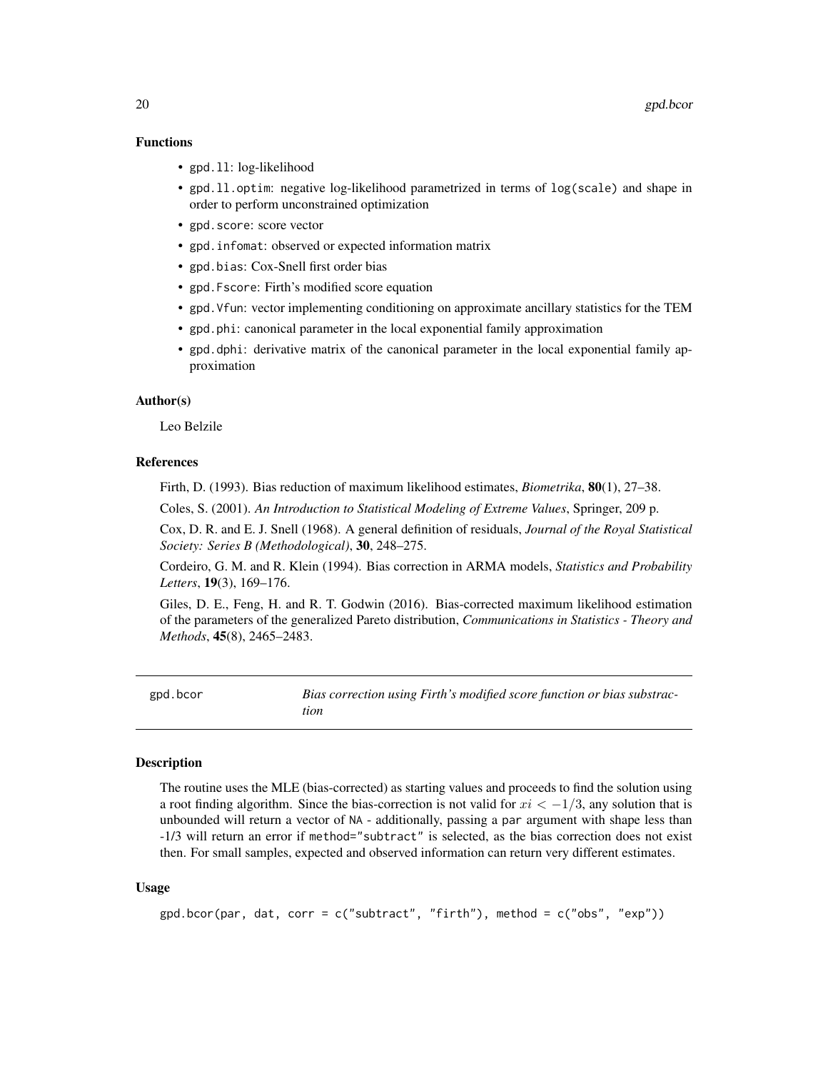### Functions

- `gpd.ll`: log-likelihood
- `gpd.ll.optim`: negative log-likelihood parametrized in terms of `log(scale)` and shape in order to perform unconstrained optimization
- `gpd.score`: score vector
- `gpd.infomat`: observed or expected information matrix
- `gpd.bias`: Cox-Snell first order bias
- `gpd.Fscore`: Firth's modified score equation
- `gpd.Vfun`: vector implementing conditioning on approximate ancillary statistics for the TEM
- `gpd.phi`: canonical parameter in the local exponential family approximation
- `gpd.dphi`: derivative matrix of the canonical parameter in the local exponential family approximation

### Author(s)

Leo Belzile

### References

Firth, D. (1993). Bias reduction of maximum likelihood estimates, *Biometrika*, **80**(1), 27–38.

Coles, S. (2001). *An Introduction to Statistical Modeling of Extreme Values*, Springer, 209 p.

Cox, D. R. and E. J. Snell (1968). A general definition of residuals, *Journal of the Royal Statistical Society: Series B (Methodological)*, **30**, 248–275.

Cordeiro, G. M. and R. Klein (1994). Bias correction in ARMA models, *Statistics and Probability Letters*, **19**(3), 169–176.

Giles, D. E., Feng, H. and R. T. Godwin (2016). Bias-corrected maximum likelihood estimation of the parameters of the generalized Pareto distribution, *Communications in Statistics - Theory and Methods*, **45**(8), 2465–2483.

---

## gpd.bcor — *Bias correction using Firth's modified score function or bias substraction*

---

### Description

The routine uses the MLE (bias-corrected) as starting values and proceeds to find the solution using a root finding algorithm. Since the bias-correction is not valid for $xi < -1/3$, any solution that is unbounded will return a vector of `NA` - additionally, passing a `par` argument with shape less than -1/3 will return an error if `method="subtract"` is selected, as the bias correction does not exist then. For small samples, expected and observed information can return very different estimates.

### Usage

```
gpd.bcor(par, dat, corr = c("subtract", "firth"), method = c("obs", "exp"))
```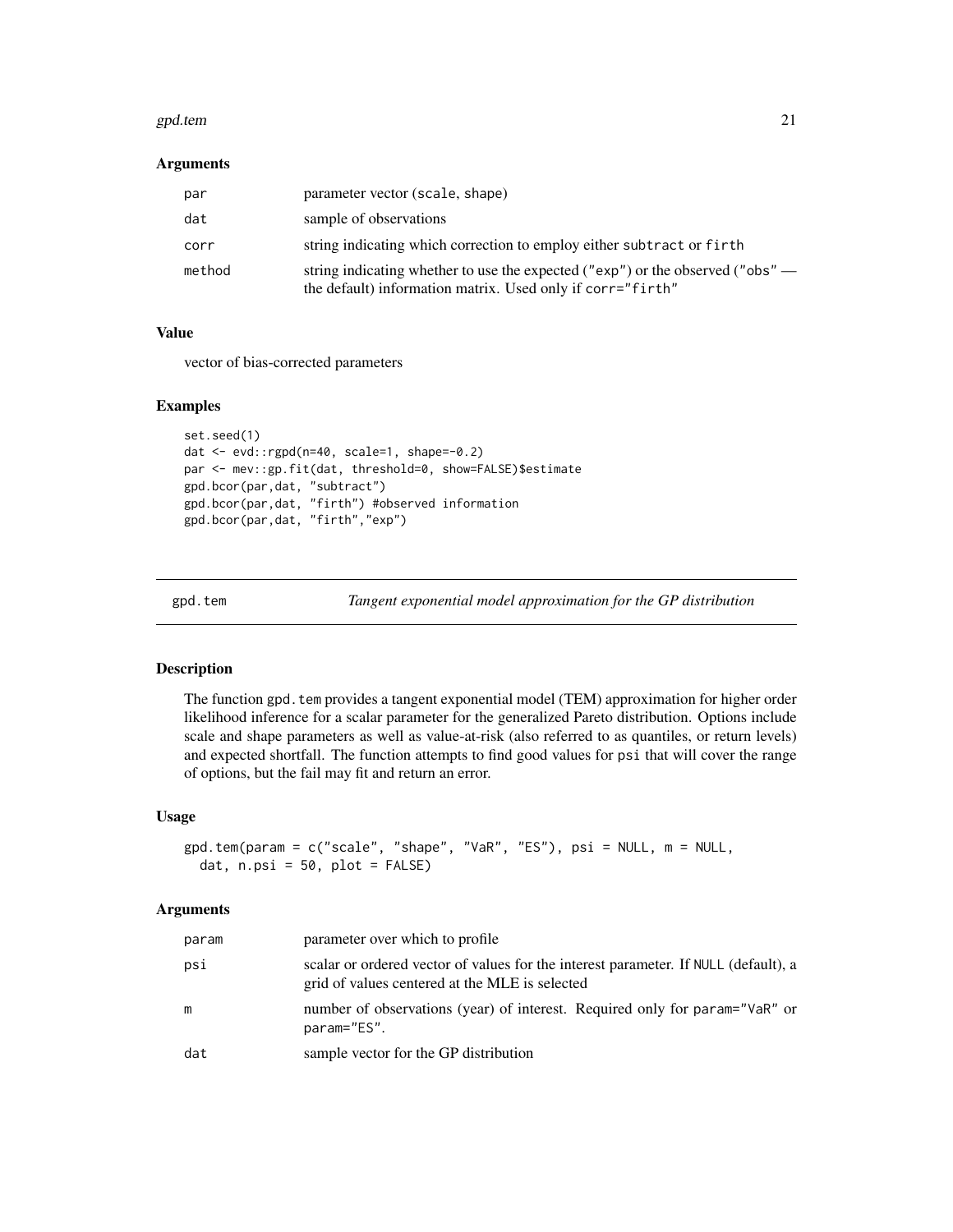### Arguments

| | |
|---|---|
| par | parameter vector (scale, shape) |
| dat | sample of observations |
| corr | string indicating which correction to employ either subtract or firth |
| method | string indicating whether to use the expected ("exp") or the observed ("obs" — the default) information matrix. Used only if corr="firth" |

### Value

vector of bias-corrected parameters

### Examples

```
set.seed(1)
dat <- evd::rgpd(n=40, scale=1, shape=-0.2)
par <- mev::gp.fit(dat, threshold=0, show=FALSE)$estimate
gpd.bcor(par,dat, "subtract")
gpd.bcor(par,dat, "firth") #observed information
gpd.bcor(par,dat, "firth","exp")
```

---

## gpd.tem *Tangent exponential model approximation for the GP distribution*

---

### Description

The function gpd.tem provides a tangent exponential model (TEM) approximation for higher order likelihood inference for a scalar parameter for the generalized Pareto distribution. Options include scale and shape parameters as well as value-at-risk (also referred to as quantiles, or return levels) and expected shortfall. The function attempts to find good values for psi that will cover the range of options, but the fail may fit and return an error.

### Usage

```
gpd.tem(param = c("scale", "shape", "VaR", "ES"), psi = NULL, m = NULL,
  dat, n.psi = 50, plot = FALSE)
```

### Arguments

| | |
|---|---|
| param | parameter over which to profile |
| psi | scalar or ordered vector of values for the interest parameter. If NULL (default), a grid of values centered at the MLE is selected |
| m | number of observations (year) of interest. Required only for param="VaR" or param="ES". |
| dat | sample vector for the GP distribution |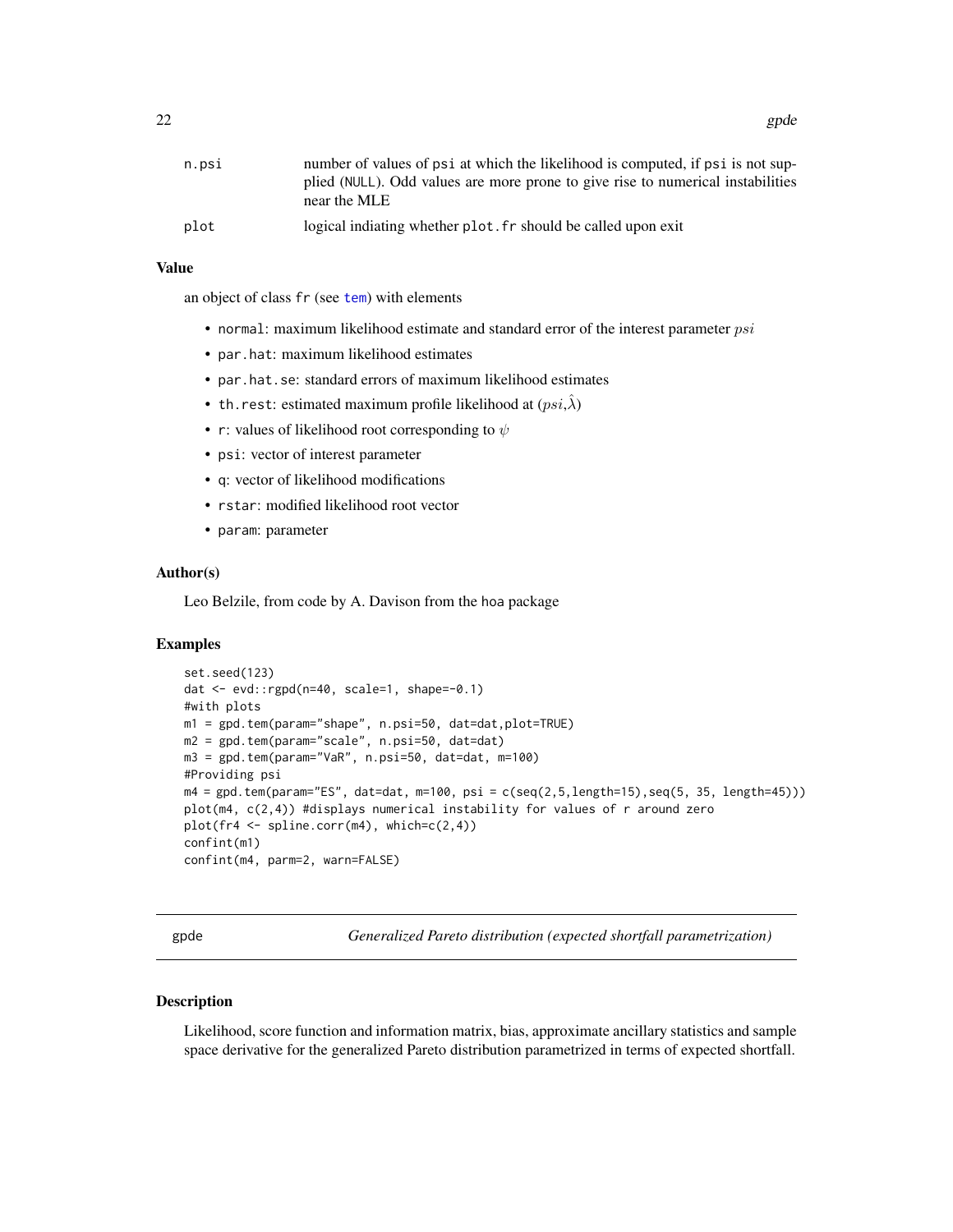| | |
|---|---|
| n.psi | number of values of psi at which the likelihood is computed, if psi is not supplied (NULL). Odd values are more prone to give rise to numerical instabilities near the MLE |
| plot | logical indiating whether plot.fr should be called upon exit |

### Value

an object of class fr (see tem) with elements

- normal: maximum likelihood estimate and standard error of the interest parameter $psi$
- par.hat: maximum likelihood estimates
- par.hat.se: standard errors of maximum likelihood estimates
- th.rest: estimated maximum profile likelihood at ($psi$,$\hat{\lambda}$)
- r: values of likelihood root corresponding to $\psi$
- psi: vector of interest parameter
- q: vector of likelihood modifications
- rstar: modified likelihood root vector
- param: parameter

### Author(s)

Leo Belzile, from code by A. Davison from the hoa package

### Examples

```
set.seed(123)
dat <- evd::rgpd(n=40, scale=1, shape=-0.1)
#with plots
m1 = gpd.tem(param="shape", n.psi=50, dat=dat,plot=TRUE)
m2 = gpd.tem(param="scale", n.psi=50, dat=dat)
m3 = gpd.tem(param="VaR", n.psi=50, dat=dat, m=100)
#Providing psi
m4 = gpd.tem(param="ES", dat=dat, m=100, psi = c(seq(2,5,length=15),seq(5, 35, length=45)))
plot(m4, c(2,4)) #displays numerical instability for values of r around zero
plot(fr4 <- spline.corr(m4), which=c(2,4))
confint(m1)
confint(m4, parm=2, warn=FALSE)
```

## gpde — *Generalized Pareto distribution (expected shortfall parametrization)*

### Description

Likelihood, score function and information matrix, bias, approximate ancillary statistics and sample space derivative for the generalized Pareto distribution parametrized in terms of expected shortfall.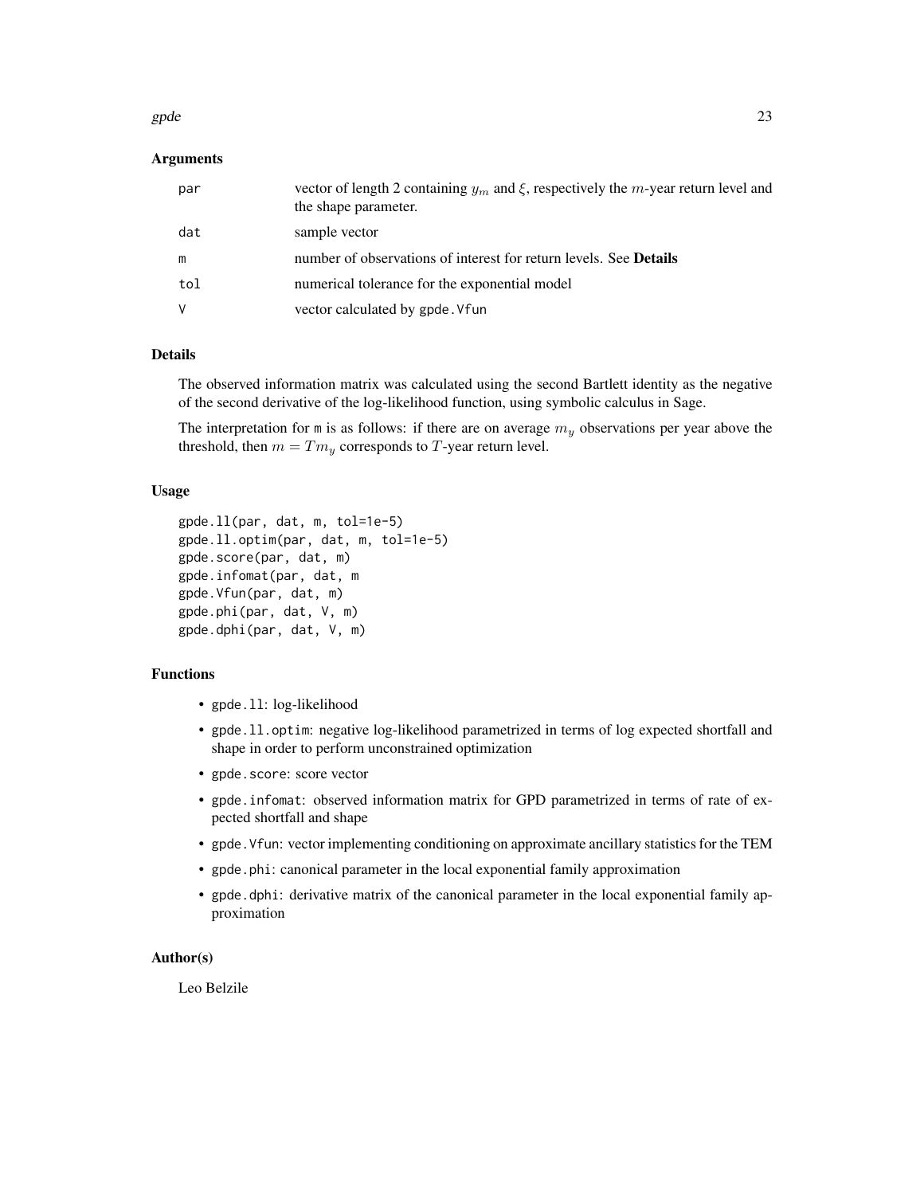### Arguments

| | |
|---|---|
| par | vector of length 2 containing $y_m$ and $\xi$, respectively the $m$-year return level and the shape parameter. |
| dat | sample vector |
| m | number of observations of interest for return levels. See **Details** |
| tol | numerical tolerance for the exponential model |
| V | vector calculated by gpde.Vfun |

### Details

The observed information matrix was calculated using the second Bartlett identity as the negative of the second derivative of the log-likelihood function, using symbolic calculus in Sage.

The interpretation for m is as follows: if there are on average $m_y$ observations per year above the threshold, then $m = Tm_y$ corresponds to $T$-year return level.

### Usage

```
gpde.ll(par, dat, m, tol=1e-5)
gpde.ll.optim(par, dat, m, tol=1e-5)
gpde.score(par, dat, m)
gpde.infomat(par, dat, m
gpde.Vfun(par, dat, m)
gpde.phi(par, dat, V, m)
gpde.dphi(par, dat, V, m)
```

### Functions

- gpde.ll: log-likelihood
- gpde.ll.optim: negative log-likelihood parametrized in terms of log expected shortfall and shape in order to perform unconstrained optimization
- gpde.score: score vector
- gpde.infomat: observed information matrix for GPD parametrized in terms of rate of expected shortfall and shape
- gpde.Vfun: vector implementing conditioning on approximate ancillary statistics for the TEM
- gpde.phi: canonical parameter in the local exponential family approximation
- gpde.dphi: derivative matrix of the canonical parameter in the local exponential family approximation

### Author(s)

Leo Belzile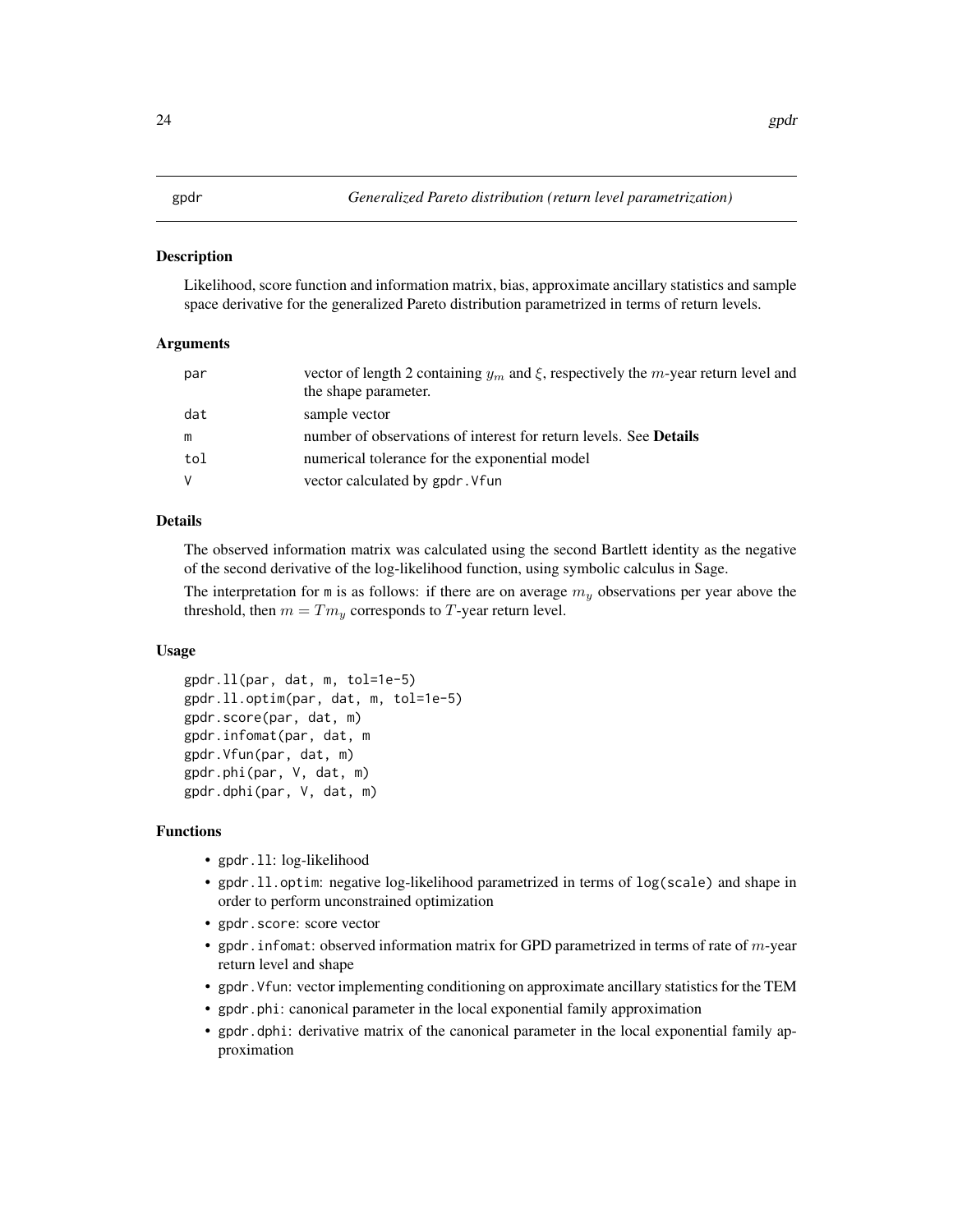# gpdr *Generalized Pareto distribution (return level parametrization)*

## Description

Likelihood, score function and information matrix, bias, approximate ancillary statistics and sample space derivative for the generalized Pareto distribution parametrized in terms of return levels.

## Arguments

| | |
|---|---|
| par | vector of length 2 containing $y_m$ and $\xi$, respectively the $m$-year return level and the shape parameter. |
| dat | sample vector |
| m | number of observations of interest for return levels. See **Details** |
| tol | numerical tolerance for the exponential model |
| V | vector calculated by `gpdr.Vfun` |

## Details

The observed information matrix was calculated using the second Bartlett identity as the negative of the second derivative of the log-likelihood function, using symbolic calculus in Sage.

The interpretation for `m` is as follows: if there are on average $m_y$ observations per year above the threshold, then $m = Tm_y$ corresponds to $T$-year return level.

## Usage

```
gpdr.ll(par, dat, m, tol=1e-5)
gpdr.ll.optim(par, dat, m, tol=1e-5)
gpdr.score(par, dat, m)
gpdr.infomat(par, dat, m
gpdr.Vfun(par, dat, m)
gpdr.phi(par, V, dat, m)
gpdr.dphi(par, V, dat, m)
```

## Functions

- `gpdr.ll`: log-likelihood
- `gpdr.ll.optim`: negative log-likelihood parametrized in terms of `log(scale)` and shape in order to perform unconstrained optimization
- `gpdr.score`: score vector
- `gpdr.infomat`: observed information matrix for GPD parametrized in terms of rate of $m$-year return level and shape
- `gpdr.Vfun`: vector implementing conditioning on approximate ancillary statistics for the TEM
- `gpdr.phi`: canonical parameter in the local exponential family approximation
- `gpdr.dphi`: derivative matrix of the canonical parameter in the local exponential family approximation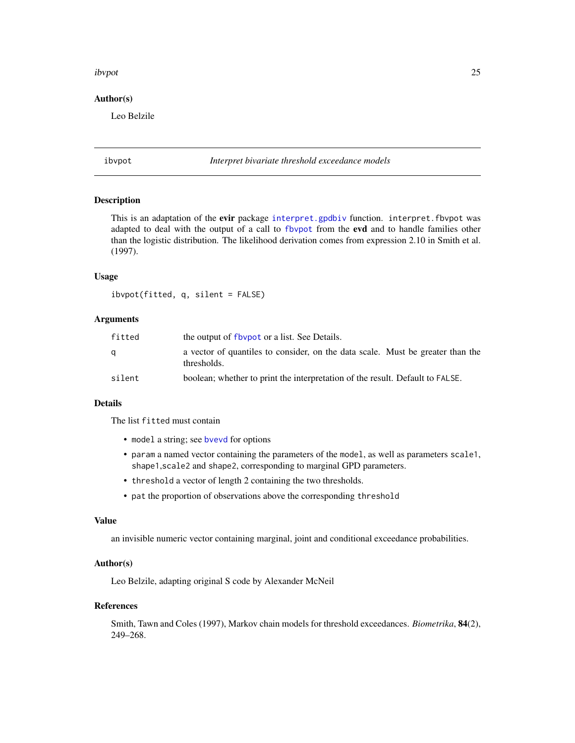## Author(s)

Leo Belzile

---

# ibvpot — *Interpret bivariate threshold exceedance models*

## Description

This is an adaptation of the **evir** package `interpret.gpdbiv` function. `interpret.fbvpot` was adapted to deal with the output of a call to `fbvpot` from the **evd** and to handle families other than the logistic distribution. The likelihood derivation comes from expression 2.10 in Smith et al. (1997).

## Usage

```
ibvpot(fitted, q, silent = FALSE)
```

## Arguments

| | |
|---|---|
| `fitted` | the output of `fbvpot` or a list. See Details. |
| `q` | a vector of quantiles to consider, on the data scale. Must be greater than the thresholds. |
| `silent` | boolean; whether to print the interpretation of the result. Default to `FALSE`. |

## Details

The list `fitted` must contain

- `model` a string; see `bvevd` for options
- `param` a named vector containing the parameters of the `model`, as well as parameters `scale1`, `shape1`,`scale2` and `shape2`, corresponding to marginal GPD parameters.
- `threshold` a vector of length 2 containing the two thresholds.
- `pat` the proportion of observations above the corresponding `threshold`

## Value

an invisible numeric vector containing marginal, joint and conditional exceedance probabilities.

## Author(s)

Leo Belzile, adapting original S code by Alexander McNeil

## References

Smith, Tawn and Coles (1997), Markov chain models for threshold exceedances. *Biometrika*, **84**(2), 249–268.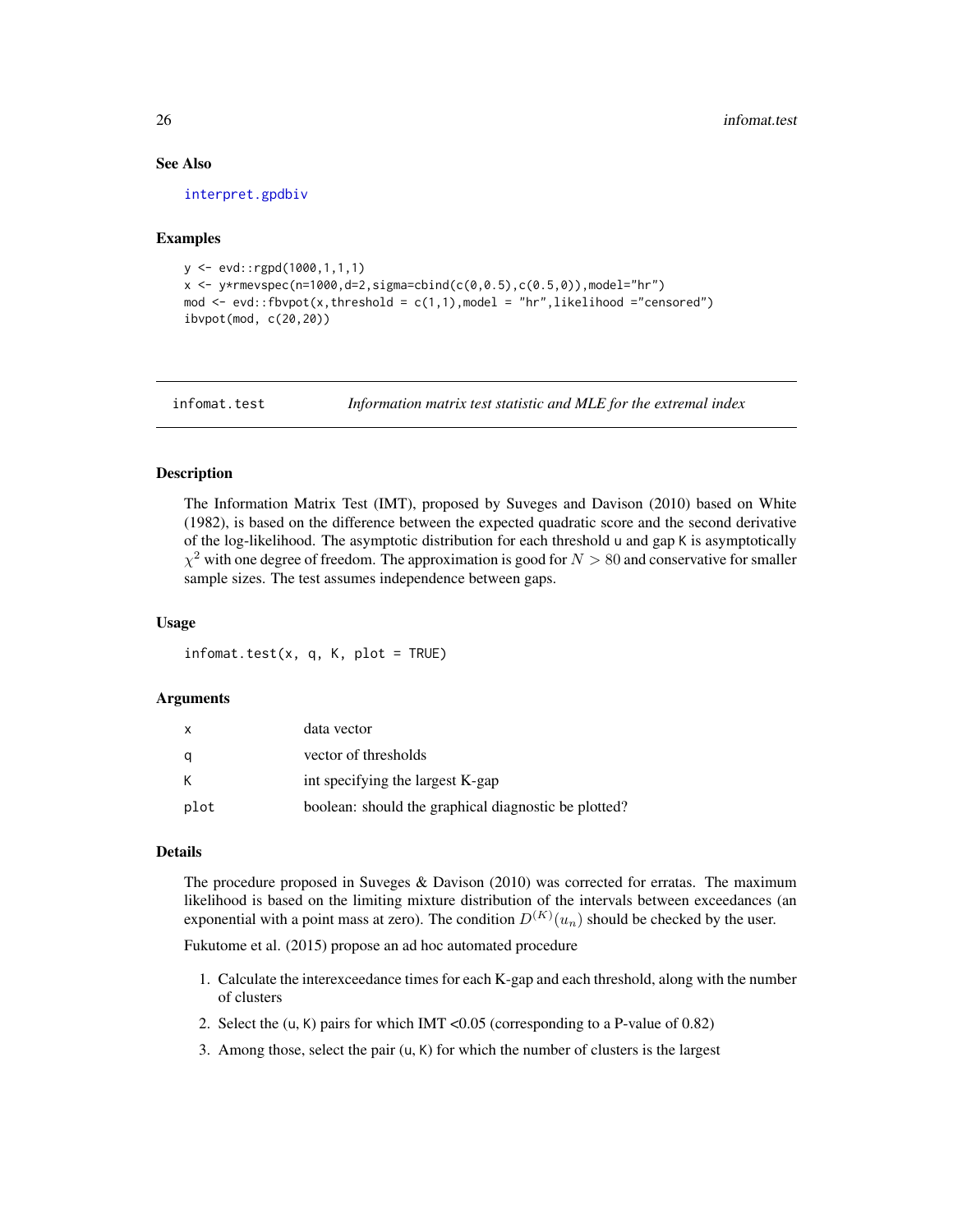### See Also

interpret.gpdbiv

### Examples

```
y <- evd::rgpd(1000,1,1,1)
x <- y*rmevspec(n=1000,d=2,sigma=cbind(c(0,0.5),c(0.5,0)),model="hr")
mod <- evd::fbvpot(x,threshold = c(1,1),model = "hr",likelihood ="censored")
ibvpot(mod, c(20,20))
```

---

## infomat.test — *Information matrix test statistic and MLE for the extremal index*

### Description

The Information Matrix Test (IMT), proposed by Suveges and Davison (2010) based on White (1982), is based on the difference between the expected quadratic score and the second derivative of the log-likelihood. The asymptotic distribution for each threshold `u` and gap `K` is asymptotically $\chi^2$ with one degree of freedom. The approximation is good for $N > 80$ and conservative for smaller sample sizes. The test assumes independence between gaps.

### Usage

```
infomat.test(x, q, K, plot = TRUE)
```

### Arguments

| | |
|---|---|
| x | data vector |
| q | vector of thresholds |
| K | int specifying the largest K-gap |
| plot | boolean: should the graphical diagnostic be plotted? |

### Details

The procedure proposed in Suveges & Davison (2010) was corrected for erratas. The maximum likelihood is based on the limiting mixture distribution of the intervals between exceedances (an exponential with a point mass at zero). The condition $D^{(K)}(u_n)$ should be checked by the user.

Fukutome et al. (2015) propose an ad hoc automated procedure

1. Calculate the interexceedance times for each K-gap and each threshold, along with the number of clusters
2. Select the (`u`, `K`) pairs for which IMT <0.05 (corresponding to a P-value of 0.82)
3. Among those, select the pair (`u`, `K`) for which the number of clusters is the largest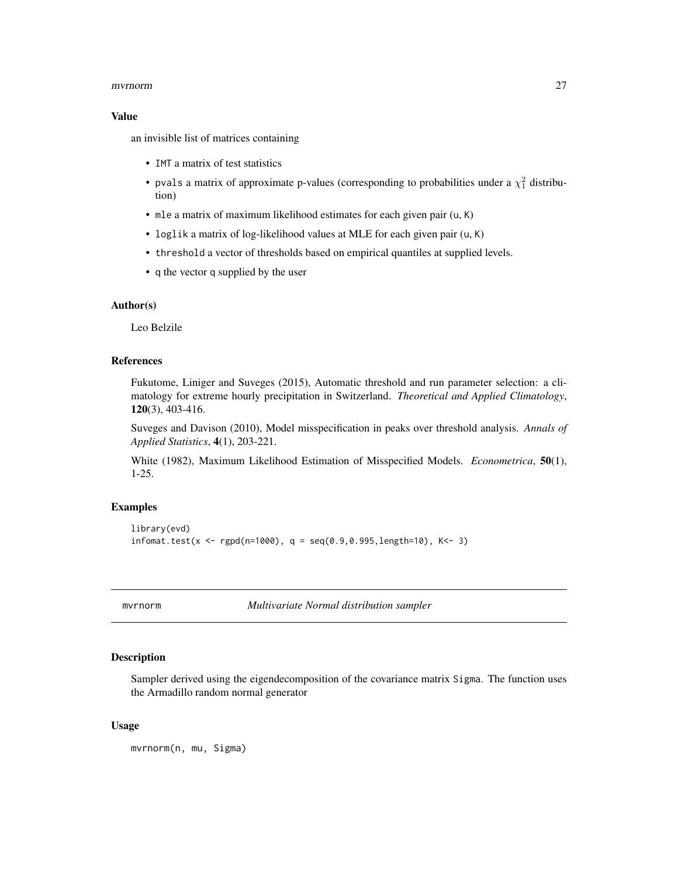### Value

an invisible list of matrices containing

- `IMT` a matrix of test statistics
- `pvals` a matrix of approximate p-values (corresponding to probabilities under a $\chi^2_1$ distribution)
- `mle` a matrix of maximum likelihood estimates for each given pair (`u`, `K`)
- `loglik` a matrix of log-likelihood values at MLE for each given pair (`u`, `K`)
- `threshold` a vector of thresholds based on empirical quantiles at supplied levels.
- `q` the vector `q` supplied by the user

### Author(s)

Leo Belzile

### References

Fukutome, Liniger and Suveges (2015), Automatic threshold and run parameter selection: a climatology for extreme hourly precipitation in Switzerland. *Theoretical and Applied Climatology*, **120**(3), 403-416.

Suveges and Davison (2010), Model misspecification in peaks over threshold analysis. *Annals of Applied Statistics*, **4**(1), 203-221.

White (1982), Maximum Likelihood Estimation of Misspecified Models. *Econometrica*, **50**(1), 1-25.

### Examples

```
library(evd)
infomat.test(x <- rgpd(n=1000), q = seq(0.9,0.995,length=10), K<- 3)
```

---

## mvrnorm — *Multivariate Normal distribution sampler*

### Description

Sampler derived using the eigendecomposition of the covariance matrix `Sigma`. The function uses the Armadillo random normal generator

### Usage

```
mvrnorm(n, mu, Sigma)
```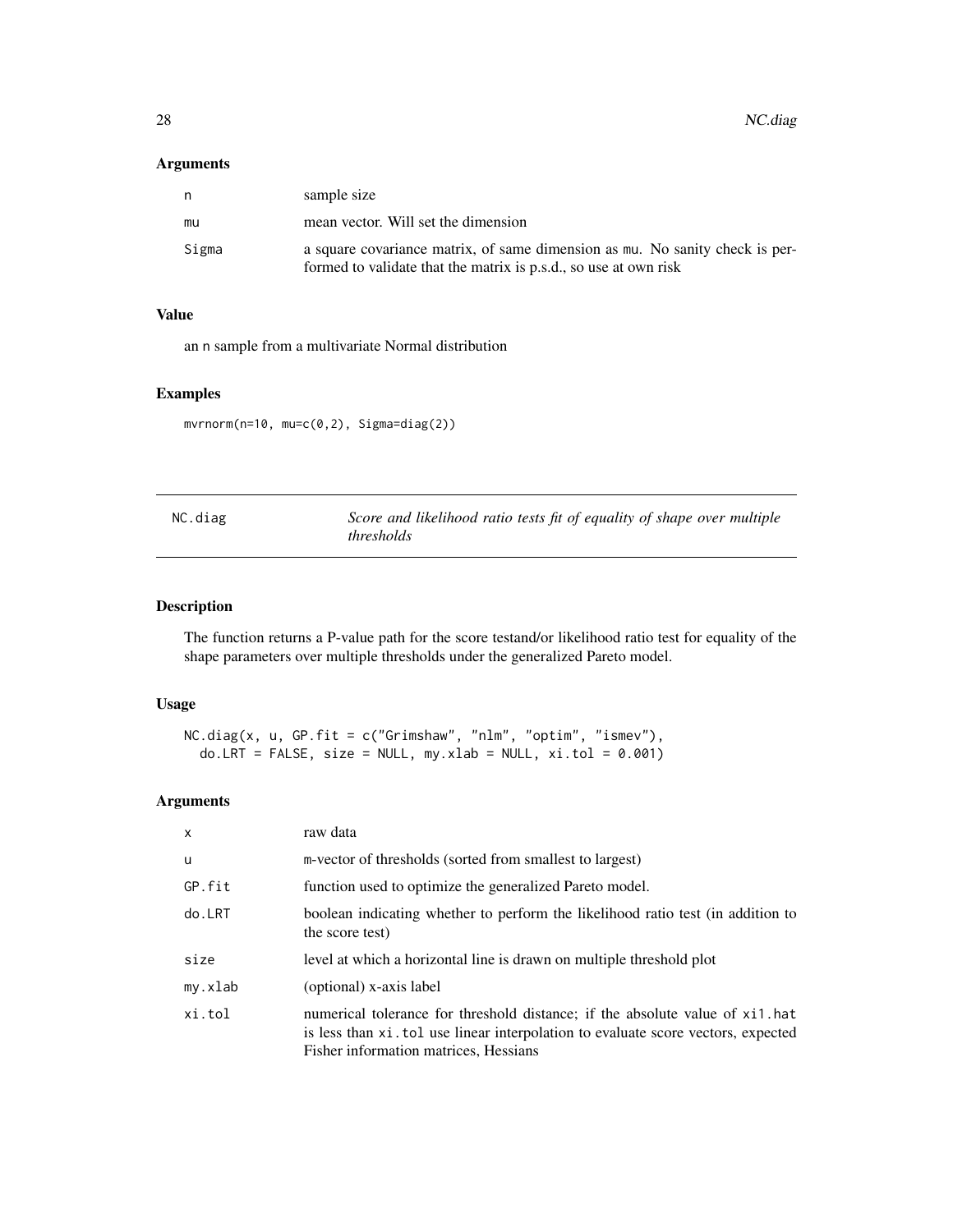## Arguments

| | |
|---|---|
| n | sample size |
| mu | mean vector. Will set the dimension |
| Sigma | a square covariance matrix, of same dimension as mu. No sanity check is performed to validate that the matrix is p.s.d., so use at own risk |

## Value

an n sample from a multivariate Normal distribution

## Examples

```
mvrnorm(n=10, mu=c(0,2), Sigma=diag(2))
```

---

# NC.diag — *Score and likelihood ratio tests fit of equality of shape over multiple thresholds*

---

## Description

The function returns a P-value path for the score testand/or likelihood ratio test for equality of the shape parameters over multiple thresholds under the generalized Pareto model.

## Usage

```
NC.diag(x, u, GP.fit = c("Grimshaw", "nlm", "optim", "ismev"),
  do.LRT = FALSE, size = NULL, my.xlab = NULL, xi.tol = 0.001)
```

## Arguments

| | |
|---|---|
| x | raw data |
| u | m-vector of thresholds (sorted from smallest to largest) |
| GP.fit | function used to optimize the generalized Pareto model. |
| do.LRT | boolean indicating whether to perform the likelihood ratio test (in addition to the score test) |
| size | level at which a horizontal line is drawn on multiple threshold plot |
| my.xlab | (optional) x-axis label |
| xi.tol | numerical tolerance for threshold distance; if the absolute value of xi1.hat is less than xi.tol use linear interpolation to evaluate score vectors, expected Fisher information matrices, Hessians |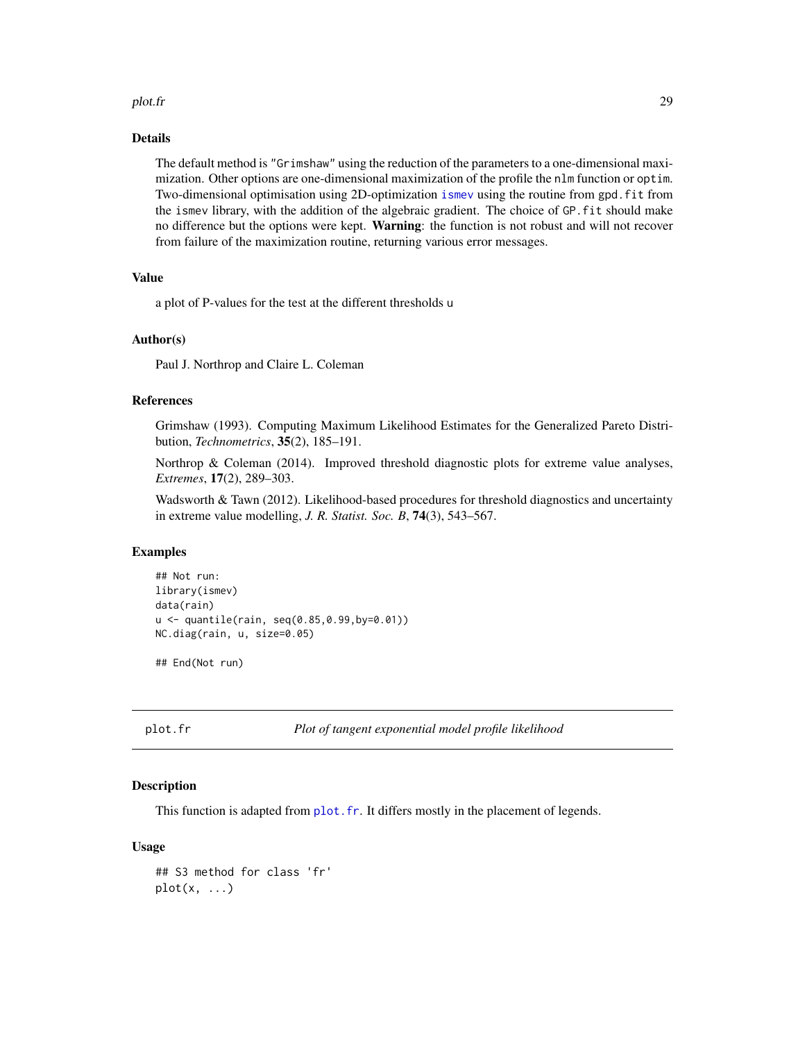### Details

The default method is "Grimshaw" using the reduction of the parameters to a one-dimensional maximization. Other options are one-dimensional maximization of the profile the nlm function or optim. Two-dimensional optimisation using 2D-optimization ismev using the routine from gpd.fit from the ismev library, with the addition of the algebraic gradient. The choice of GP.fit should make no difference but the options were kept. **Warning**: the function is not robust and will not recover from failure of the maximization routine, returning various error messages.

### Value

a plot of P-values for the test at the different thresholds u

### Author(s)

Paul J. Northrop and Claire L. Coleman

### References

Grimshaw (1993). Computing Maximum Likelihood Estimates for the Generalized Pareto Distribution, *Technometrics*, **35**(2), 185–191.

Northrop & Coleman (2014). Improved threshold diagnostic plots for extreme value analyses, *Extremes*, **17**(2), 289–303.

Wadsworth & Tawn (2012). Likelihood-based procedures for threshold diagnostics and uncertainty in extreme value modelling, *J. R. Statist. Soc. B*, **74**(3), 543–567.

### Examples

```
## Not run:
library(ismev)
data(rain)
u <- quantile(rain, seq(0.85,0.99,by=0.01))
NC.diag(rain, u, size=0.05)

## End(Not run)
```

---

## plot.fr — *Plot of tangent exponential model profile likelihood*

### Description

This function is adapted from plot.fr. It differs mostly in the placement of legends.

### Usage

```
## S3 method for class 'fr'
plot(x, ...)
```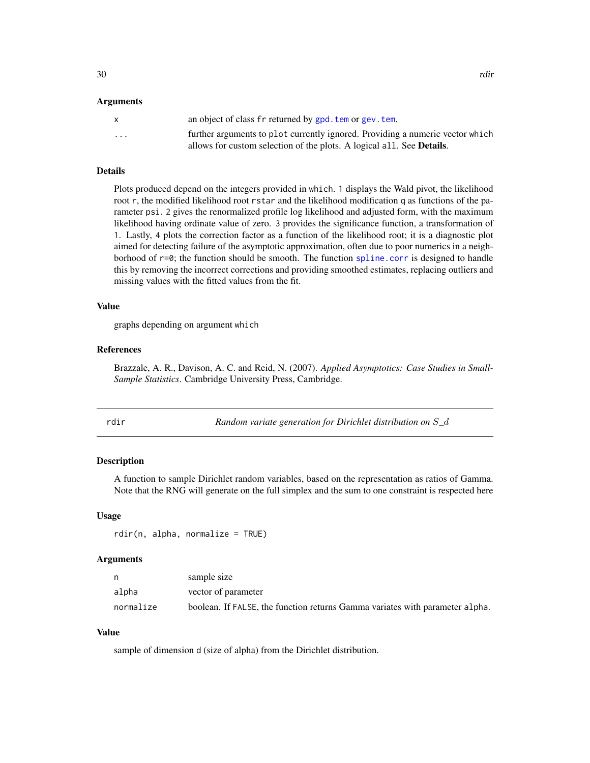### Arguments

| | |
|---|---|
| x | an object of class fr returned by gpd.tem or gev.tem. |
| ... | further arguments to plot currently ignored. Providing a numeric vector which allows for custom selection of the plots. A logical all. See **Details**. |

### Details

Plots produced depend on the integers provided in which. 1 displays the Wald pivot, the likelihood root r, the modified likelihood root rstar and the likelihood modification q as functions of the parameter psi. 2 gives the renormalized profile log likelihood and adjusted form, with the maximum likelihood having ordinate value of zero. 3 provides the significance function, a transformation of 1. Lastly, 4 plots the correction factor as a function of the likelihood root; it is a diagnostic plot aimed for detecting failure of the asymptotic approximation, often due to poor numerics in a neighborhood of r=0; the function should be smooth. The function spline.corr is designed to handle this by removing the incorrect corrections and providing smoothed estimates, replacing outliers and missing values with the fitted values from the fit.

### Value

graphs depending on argument which

### References

Brazzale, A. R., Davison, A. C. and Reid, N. (2007). *Applied Asymptotics: Case Studies in Small-Sample Statistics*. Cambridge University Press, Cambridge.

---

## rdir — *Random variate generation for Dirichlet distribution on $S_d$*

### Description

A function to sample Dirichlet random variables, based on the representation as ratios of Gamma. Note that the RNG will generate on the full simplex and the sum to one constraint is respected here

### Usage

```
rdir(n, alpha, normalize = TRUE)
```

### Arguments

| | |
|---|---|
| n | sample size |
| alpha | vector of parameter |
| normalize | boolean. If FALSE, the function returns Gamma variates with parameter alpha. |

### Value

sample of dimension d (size of alpha) from the Dirichlet distribution.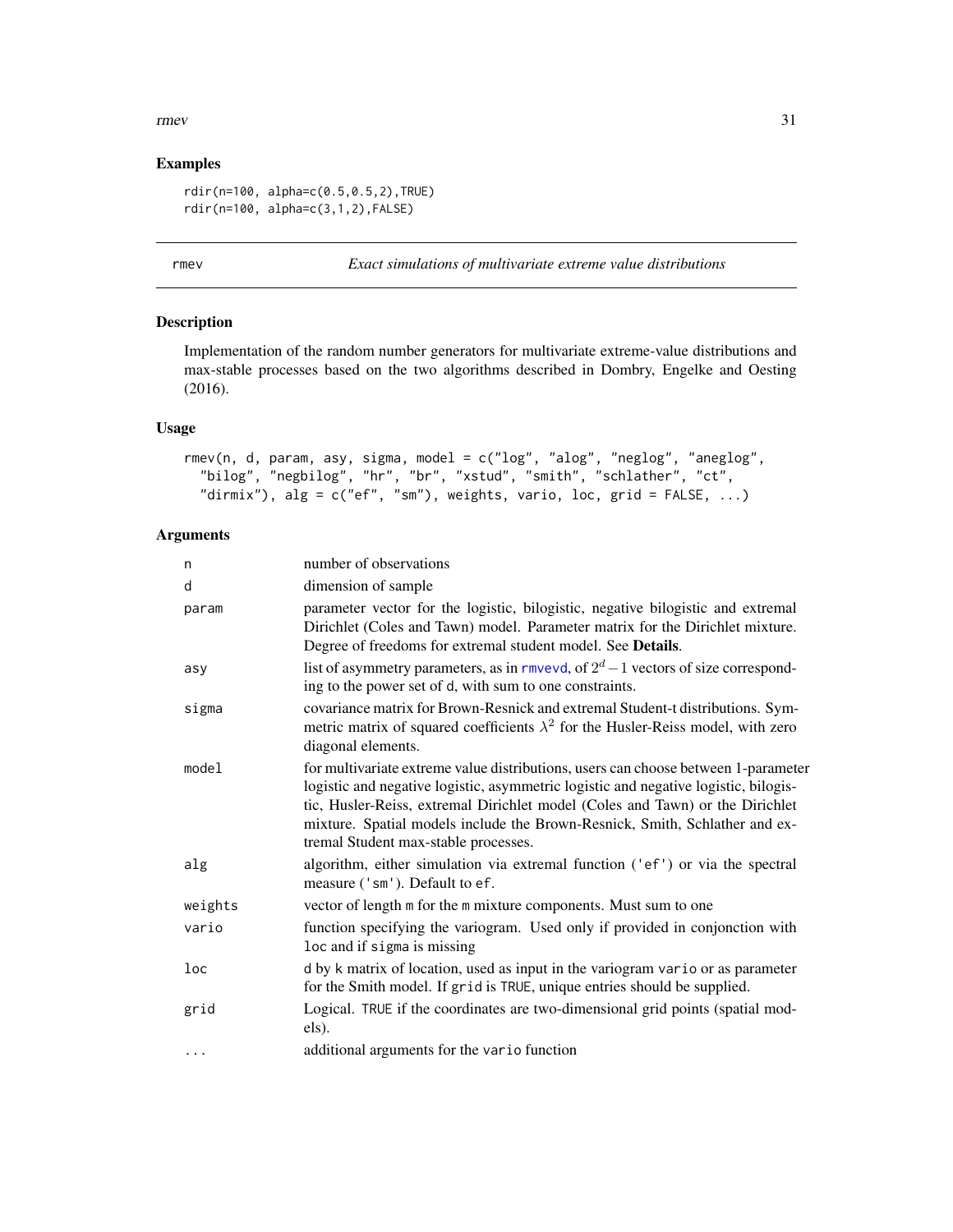## Examples

```
rdir(n=100, alpha=c(0.5,0.5,2),TRUE)
rdir(n=100, alpha=c(3,1,2),FALSE)
```

---

rmev *Exact simulations of multivariate extreme value distributions*

---

## Description

Implementation of the random number generators for multivariate extreme-value distributions and max-stable processes based on the two algorithms described in Dombry, Engelke and Oesting (2016).

## Usage

```
rmev(n, d, param, asy, sigma, model = c("log", "alog", "neglog", "aneglog",
  "bilog", "negbilog", "hr", "br", "xstud", "smith", "schlather", "ct",
  "dirmix"), alg = c("ef", "sm"), weights, vario, loc, grid = FALSE, ...)
```

## Arguments

| | |
|---|---|
| n | number of observations |
| d | dimension of sample |
| param | parameter vector for the logistic, bilogistic, negative bilogistic and extremal Dirichlet (Coles and Tawn) model. Parameter matrix for the Dirichlet mixture. Degree of freedoms for extremal student model. See **Details**. |
| asy | list of asymmetry parameters, as in rmvevd, of $2^d - 1$ vectors of size corresponding to the power set of d, with sum to one constraints. |
| sigma | covariance matrix for Brown-Resnick and extremal Student-t distributions. Symmetric matrix of squared coefficients $\lambda^2$ for the Husler-Reiss model, with zero diagonal elements. |
| model | for multivariate extreme value distributions, users can choose between 1-parameter logistic and negative logistic, asymmetric logistic and negative logistic, bilogistic, Husler-Reiss, extremal Dirichlet model (Coles and Tawn) or the Dirichlet mixture. Spatial models include the Brown-Resnick, Smith, Schlather and extremal Student max-stable processes. |
| alg | algorithm, either simulation via extremal function ('ef') or via the spectral measure ('sm'). Default to ef. |
| weights | vector of length m for the m mixture components. Must sum to one |
| vario | function specifying the variogram. Used only if provided in conjonction with loc and if sigma is missing |
| loc | d by k matrix of location, used as input in the variogram vario or as parameter for the Smith model. If grid is TRUE, unique entries should be supplied. |
| grid | Logical. TRUE if the coordinates are two-dimensional grid points (spatial models). |
| ... | additional arguments for the vario function |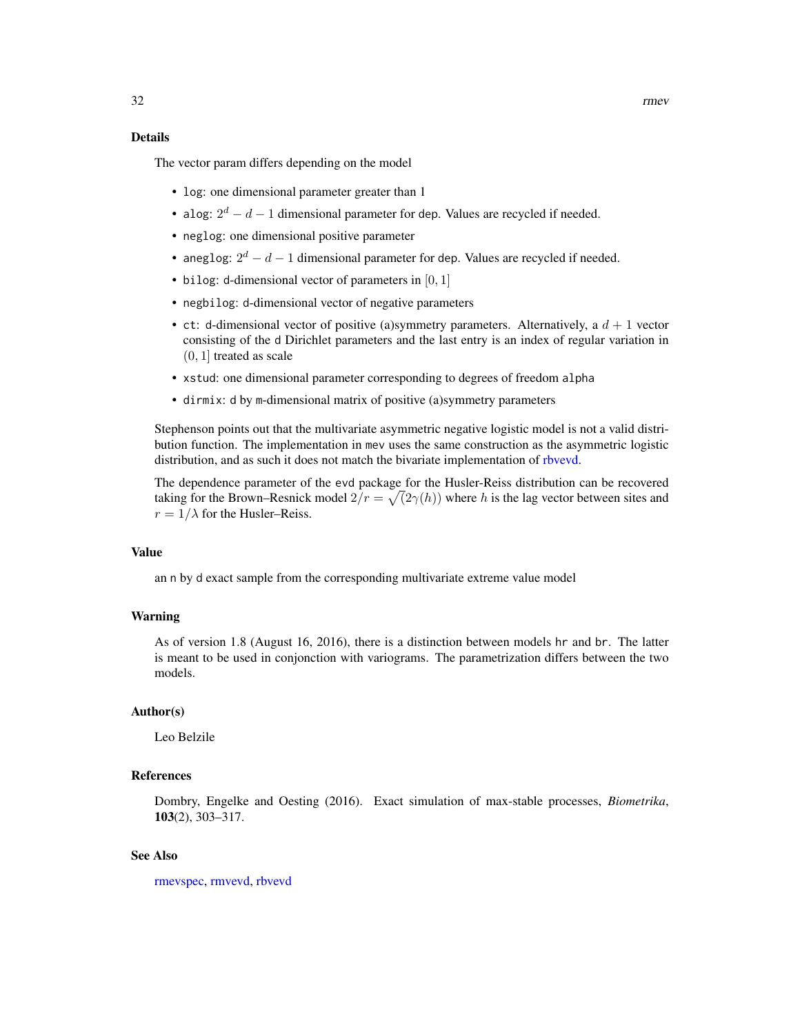## Details

The vector param differs depending on the model

- `log`: one dimensional parameter greater than 1
- `alog`: $2^d - d - 1$ dimensional parameter for `dep`. Values are recycled if needed.
- `neglog`: one dimensional positive parameter
- `aneglog`: $2^d - d - 1$ dimensional parameter for `dep`. Values are recycled if needed.
- `bilog`: `d`-dimensional vector of parameters in $[0, 1]$
- `negbilog`: `d`-dimensional vector of negative parameters
- `ct`: `d`-dimensional vector of positive (a)symmetry parameters. Alternatively, a $d + 1$ vector consisting of the `d` Dirichlet parameters and the last entry is an index of regular variation in $(0, 1]$ treated as scale
- `xstud`: one dimensional parameter corresponding to degrees of freedom `alpha`
- `dirmix`: `d` by `m`-dimensional matrix of positive (a)symmetry parameters

Stephenson points out that the multivariate asymmetric negative logistic model is not a valid distribution function. The implementation in `mev` uses the same construction as the asymmetric logistic distribution, and as such it does not match the bivariate implementation of rbvevd.

The dependence parameter of the `evd` package for the Husler-Reiss distribution can be recovered taking for the Brown–Resnick model $2/r = \sqrt{(2\gamma(h))}$ where $h$ is the lag vector between sites and $r = 1/\lambda$ for the Husler–Reiss.

## Value

an `n` by `d` exact sample from the corresponding multivariate extreme value model

## Warning

As of version 1.8 (August 16, 2016), there is a distinction between models `hr` and `br`. The latter is meant to be used in conjonction with variograms. The parametrization differs between the two models.

## Author(s)

Leo Belzile

## References

Dombry, Engelke and Oesting (2016). Exact simulation of max-stable processes, *Biometrika*, **103**(2), 303–317.

## See Also

rmevspec, rmvevd, rbvevd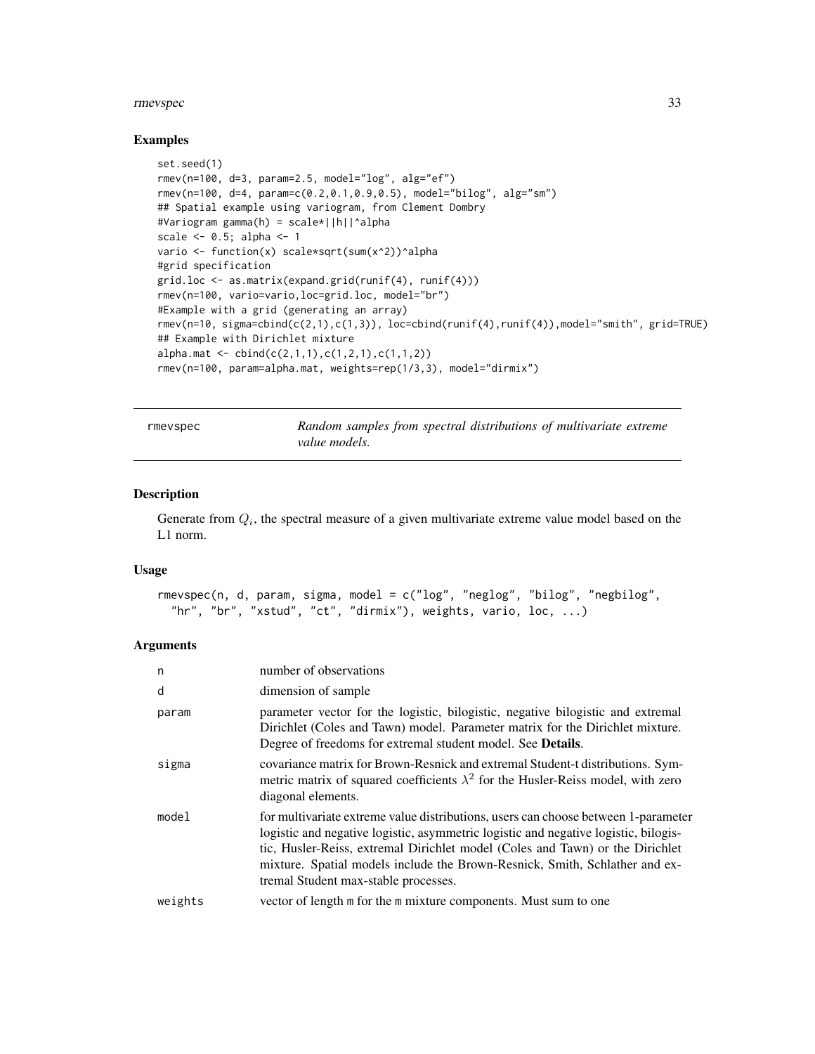## Examples

```
set.seed(1)
rmev(n=100, d=3, param=2.5, model="log", alg="ef")
rmev(n=100, d=4, param=c(0.2,0.1,0.9,0.5), model="bilog", alg="sm")
## Spatial example using variogram, from Clement Dombry
#Variogram gamma(h) = scale*||h||^alpha
scale <- 0.5; alpha <- 1
vario <- function(x) scale*sqrt(sum(x^2))^alpha
#grid specification
grid.loc <- as.matrix(expand.grid(runif(4), runif(4)))
rmev(n=100, vario=vario,loc=grid.loc, model="br")
#Example with a grid (generating an array)
rmev(n=10, sigma=cbind(c(2,1),c(1,3)), loc=cbind(runif(4),runif(4)),model="smith", grid=TRUE)
## Example with Dirichlet mixture
alpha.mat <- cbind(c(2,1,1),c(1,2,1),c(1,1,2))
rmev(n=100, param=alpha.mat, weights=rep(1/3,3), model="dirmix")
```

---

# rmevspec — *Random samples from spectral distributions of multivariate extreme value models.*

## Description

Generate from $Q_i$, the spectral measure of a given multivariate extreme value model based on the L1 norm.

## Usage

```
rmevspec(n, d, param, sigma, model = c("log", "neglog", "bilog", "negbilog",
  "hr", "br", "xstud", "ct", "dirmix"), weights, vario, loc, ...)
```

## Arguments

| | |
|---|---|
| n | number of observations |
| d | dimension of sample |
| param | parameter vector for the logistic, bilogistic, negative bilogistic and extremal Dirichlet (Coles and Tawn) model. Parameter matrix for the Dirichlet mixture. Degree of freedoms for extremal student model. See **Details**. |
| sigma | covariance matrix for Brown-Resnick and extremal Student-t distributions. Symmetric matrix of squared coefficients $\lambda^2$ for the Husler-Reiss model, with zero diagonal elements. |
| model | for multivariate extreme value distributions, users can choose between 1-parameter logistic and negative logistic, asymmetric logistic and negative logistic, bilogistic, Husler-Reiss, extremal Dirichlet model (Coles and Tawn) or the Dirichlet mixture. Spatial models include the Brown-Resnick, Smith, Schlather and extremal Student max-stable processes. |
| weights | vector of length m for the m mixture components. Must sum to one |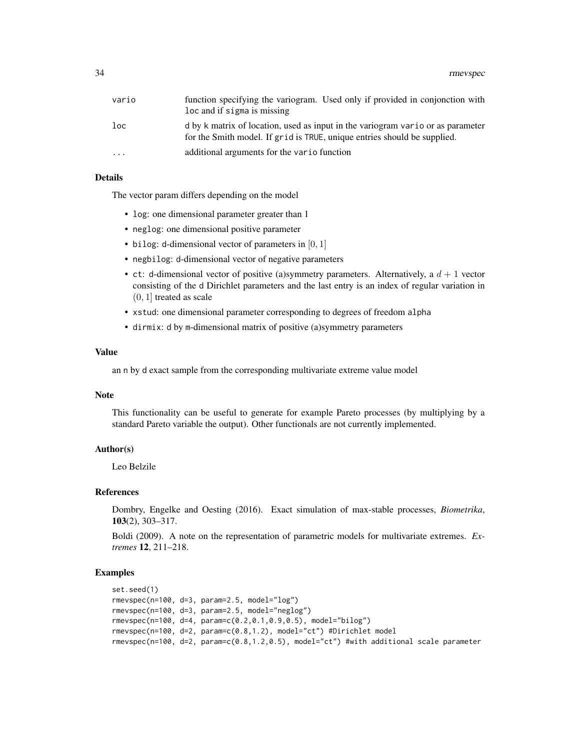| | |
|---|---|
| vario | function specifying the variogram. Used only if provided in conjonction with loc and if sigma is missing |
| loc | d by k matrix of location, used as input in the variogram vario or as parameter for the Smith model. If grid is TRUE, unique entries should be supplied. |
| ... | additional arguments for the vario function |

### Details

The vector param differs depending on the model

- log: one dimensional parameter greater than 1
- neglog: one dimensional positive parameter
- bilog: d-dimensional vector of parameters in $[0, 1]$
- negbilog: d-dimensional vector of negative parameters
- ct: d-dimensional vector of positive (a)symmetry parameters. Alternatively, a $d + 1$ vector consisting of the d Dirichlet parameters and the last entry is an index of regular variation in $(0, 1]$ treated as scale
- xstud: one dimensional parameter corresponding to degrees of freedom alpha
- dirmix: d by m-dimensional matrix of positive (a)symmetry parameters

### Value

an n by d exact sample from the corresponding multivariate extreme value model

### Note

This functionality can be useful to generate for example Pareto processes (by multiplying by a standard Pareto variable the output). Other functionals are not currently implemented.

### Author(s)

Leo Belzile

### References

Dombry, Engelke and Oesting (2016). Exact simulation of max-stable processes, *Biometrika*, **103**(2), 303–317.

Boldi (2009). A note on the representation of parametric models for multivariate extremes. *Extremes* **12**, 211–218.

### Examples

```
set.seed(1)
rmevspec(n=100, d=3, param=2.5, model="log")
rmevspec(n=100, d=3, param=2.5, model="neglog")
rmevspec(n=100, d=4, param=c(0.2,0.1,0.9,0.5), model="bilog")
rmevspec(n=100, d=2, param=c(0.8,1.2), model="ct") #Dirichlet model
rmevspec(n=100, d=2, param=c(0.8,1.2,0.5), model="ct") #with additional scale parameter
```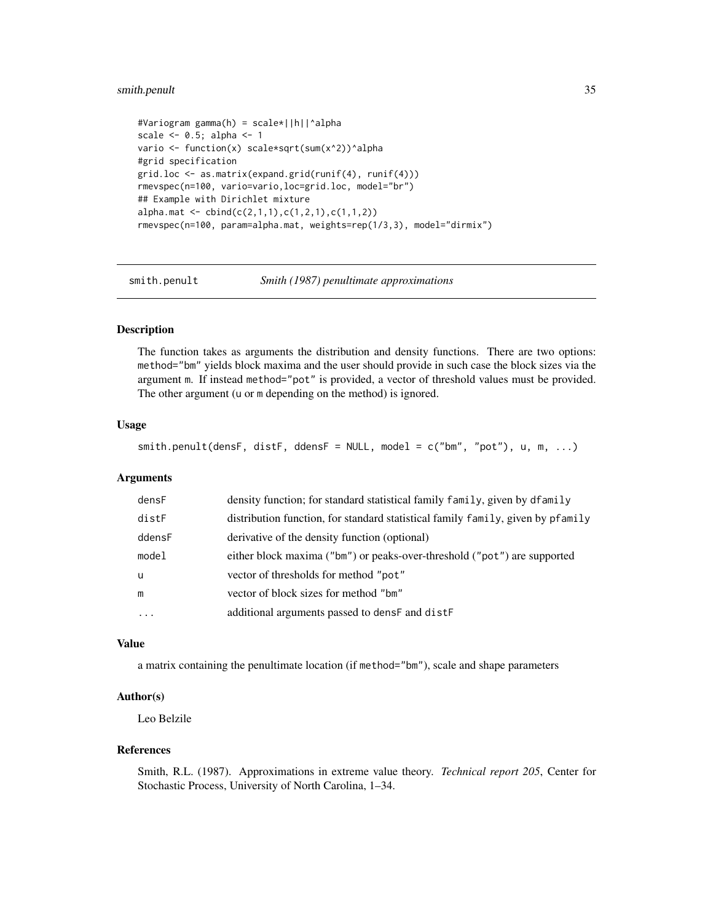```
#Variogram gamma(h) = scale*||h||^alpha
scale <- 0.5; alpha <- 1
vario <- function(x) scale*sqrt(sum(x^2))^alpha
#grid specification
grid.loc <- as.matrix(expand.grid(runif(4), runif(4)))
rmevspec(n=100, vario=vario,loc=grid.loc, model="br")
## Example with Dirichlet mixture
alpha.mat <- cbind(c(2,1,1),c(1,2,1),c(1,1,2))
rmevspec(n=100, param=alpha.mat, weights=rep(1/3,3), model="dirmix")
```

---

# smith.penult — *Smith (1987) penultimate approximations*

### Description

The function takes as arguments the distribution and density functions. There are two options: `method="bm"` yields block maxima and the user should provide in such case the block sizes via the argument `m`. If instead `method="pot"` is provided, a vector of threshold values must be provided. The other argument (`u` or `m` depending on the method) is ignored.

### Usage

```
smith.penult(densF, distF, ddensF = NULL, model = c("bm", "pot"), u, m, ...)
```

### Arguments

| | |
|---|---|
| `densF` | density function; for standard statistical family `family`, given by `dfamily` |
| `distF` | distribution function, for standard statistical family `family`, given by `pfamily` |
| `ddensF` | derivative of the density function (optional) |
| `model` | either block maxima (`"bm"`) or peaks-over-threshold (`"pot"`) are supported |
| `u` | vector of thresholds for method `"pot"` |
| `m` | vector of block sizes for method `"bm"` |
| `...` | additional arguments passed to `densF` and `distF` |

### Value

a matrix containing the penultimate location (if `method="bm"`), scale and shape parameters

### Author(s)

Leo Belzile

### References

Smith, R.L. (1987). Approximations in extreme value theory. *Technical report 205*, Center for Stochastic Process, University of North Carolina, 1–34.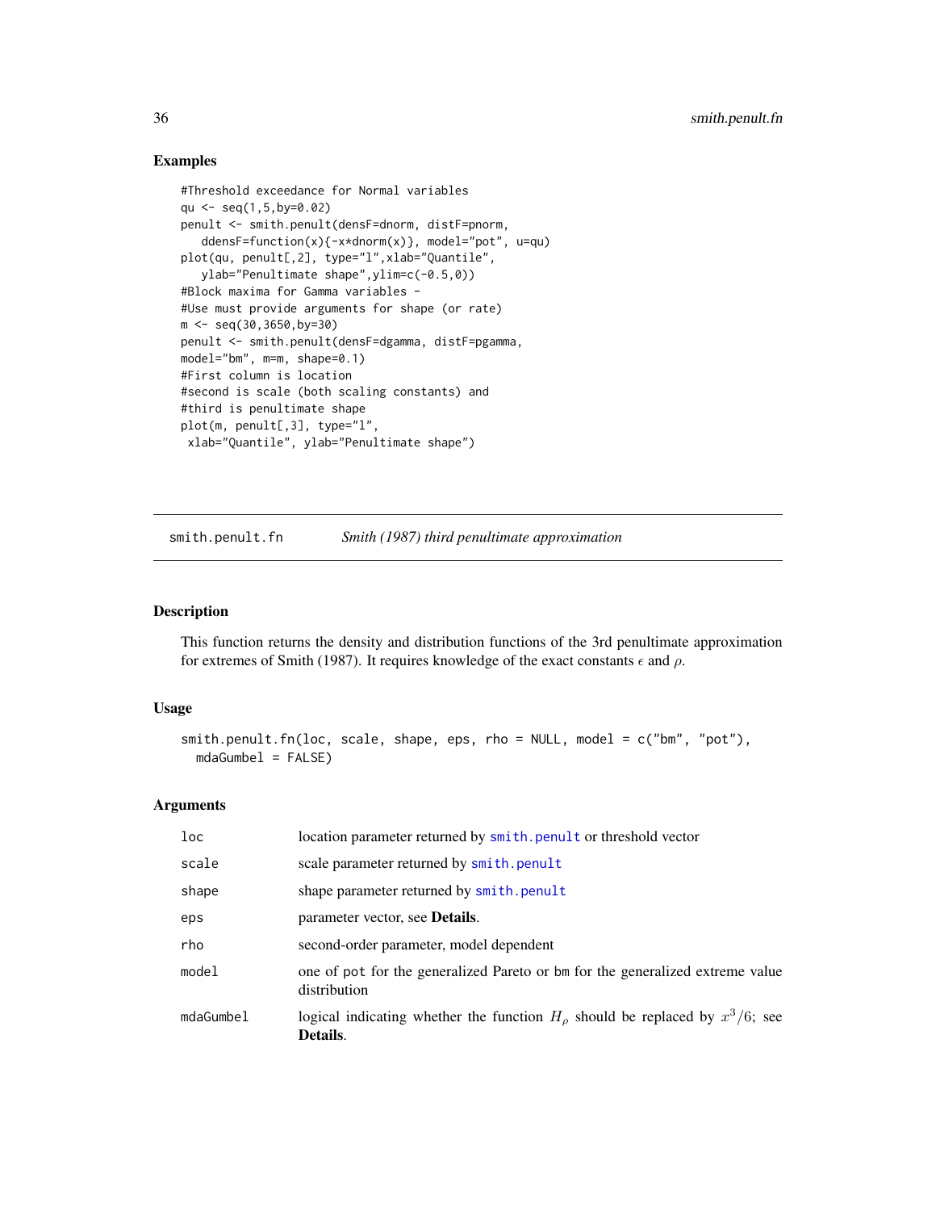## Examples

```
#Threshold exceedance for Normal variables
qu <- seq(1,5,by=0.02)
penult <- smith.penult(densF=dnorm, distF=pnorm,
   ddensF=function(x){-x*dnorm(x)}, model="pot", u=qu)
plot(qu, penult[,2], type="l",xlab="Quantile",
   ylab="Penultimate shape",ylim=c(-0.5,0))
#Block maxima for Gamma variables -
#Use must provide arguments for shape (or rate)
m <- seq(30,3650,by=30)
penult <- smith.penult(densF=dgamma, distF=pgamma,
model="bm", m=m, shape=0.1)
#First column is location
#second is scale (both scaling constants) and
#third is penultimate shape
plot(m, penult[,3], type="l",
 xlab="Quantile", ylab="Penultimate shape")
```

---

# smith.penult.fn — *Smith (1987) third penultimate approximation*

## Description

This function returns the density and distribution functions of the 3rd penultimate approximation for extremes of Smith (1987). It requires knowledge of the exact constants $\epsilon$ and $\rho$.

## Usage

```
smith.penult.fn(loc, scale, shape, eps, rho = NULL, model = c("bm", "pot"),
  mdaGumbel = FALSE)
```

## Arguments

| | |
|---|---|
| `loc` | location parameter returned by `smith.penult` or threshold vector |
| `scale` | scale parameter returned by `smith.penult` |
| `shape` | shape parameter returned by `smith.penult` |
| `eps` | parameter vector, see **Details**. |
| `rho` | second-order parameter, model dependent |
| `model` | one of `pot` for the generalized Pareto or `bm` for the generalized extreme value distribution |
| `mdaGumbel` | logical indicating whether the function $H_\rho$ should be replaced by $x^3/6$; see **Details**. |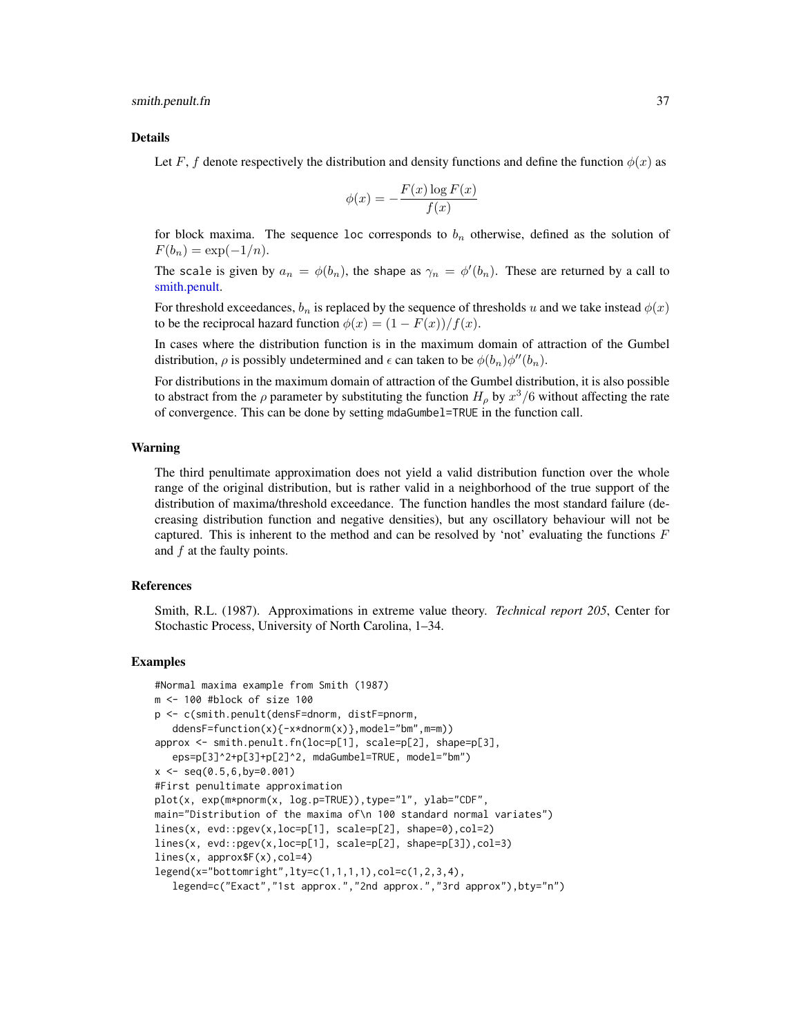### Details

Let $F$, $f$ denote respectively the distribution and density functions and define the function $\phi(x)$ as

$$\phi(x) = -\frac{F(x)\log F(x)}{f(x)}$$

for block maxima. The sequence loc corresponds to $b_n$ otherwise, defined as the solution of $F(b_n) = \exp(-1/n)$.

The scale is given by $a_n = \phi(b_n)$, the shape as $\gamma_n = \phi'(b_n)$. These are returned by a call to smith.penult.

For threshold exceedances, $b_n$ is replaced by the sequence of thresholds $u$ and we take instead $\phi(x)$ to be the reciprocal hazard function $\phi(x) = (1 - F(x))/f(x)$.

In cases where the distribution function is in the maximum domain of attraction of the Gumbel distribution, $\rho$ is possibly undetermined and $\epsilon$ can taken to be $\phi(b_n)\phi''(b_n)$.

For distributions in the maximum domain of attraction of the Gumbel distribution, it is also possible to abstract from the $\rho$ parameter by substituting the function $H_\rho$ by $x^3/6$ without affecting the rate of convergence. This can be done by setting mdaGumbel=TRUE in the function call.

### Warning

The third penultimate approximation does not yield a valid distribution function over the whole range of the original distribution, but is rather valid in a neighborhood of the true support of the distribution of maxima/threshold exceedance. The function handles the most standard failure (decreasing distribution function and negative densities), but any oscillatory behaviour will not be captured. This is inherent to the method and can be resolved by 'not' evaluating the functions $F$ and $f$ at the faulty points.

### References

Smith, R.L. (1987). Approximations in extreme value theory. *Technical report 205*, Center for Stochastic Process, University of North Carolina, 1–34.

### Examples

```
#Normal maxima example from Smith (1987)
m <- 100 #block of size 100
p <- c(smith.penult(densF=dnorm, distF=pnorm,
   ddensF=function(x){-x*dnorm(x)},model="bm",m=m))
approx <- smith.penult.fn(loc=p[1], scale=p[2], shape=p[3],
   eps=p[3]^2+p[3]+p[2]^2, mdaGumbel=TRUE, model="bm")
x <- seq(0.5,6,by=0.001)
#First penultimate approximation
plot(x, exp(m*pnorm(x, log.p=TRUE)),type="l", ylab="CDF",
main="Distribution of the maxima of\n 100 standard normal variates")
lines(x, evd::pgev(x,loc=p[1], scale=p[2], shape=0),col=2)
lines(x, evd::pgev(x,loc=p[1], scale=p[2], shape=p[3]),col=3)
lines(x, approx$F(x),col=4)
legend(x="bottomright",lty=c(1,1,1,1),col=c(1,2,3,4),
   legend=c("Exact","1st approx.","2nd approx.","3rd approx"),bty="n")
```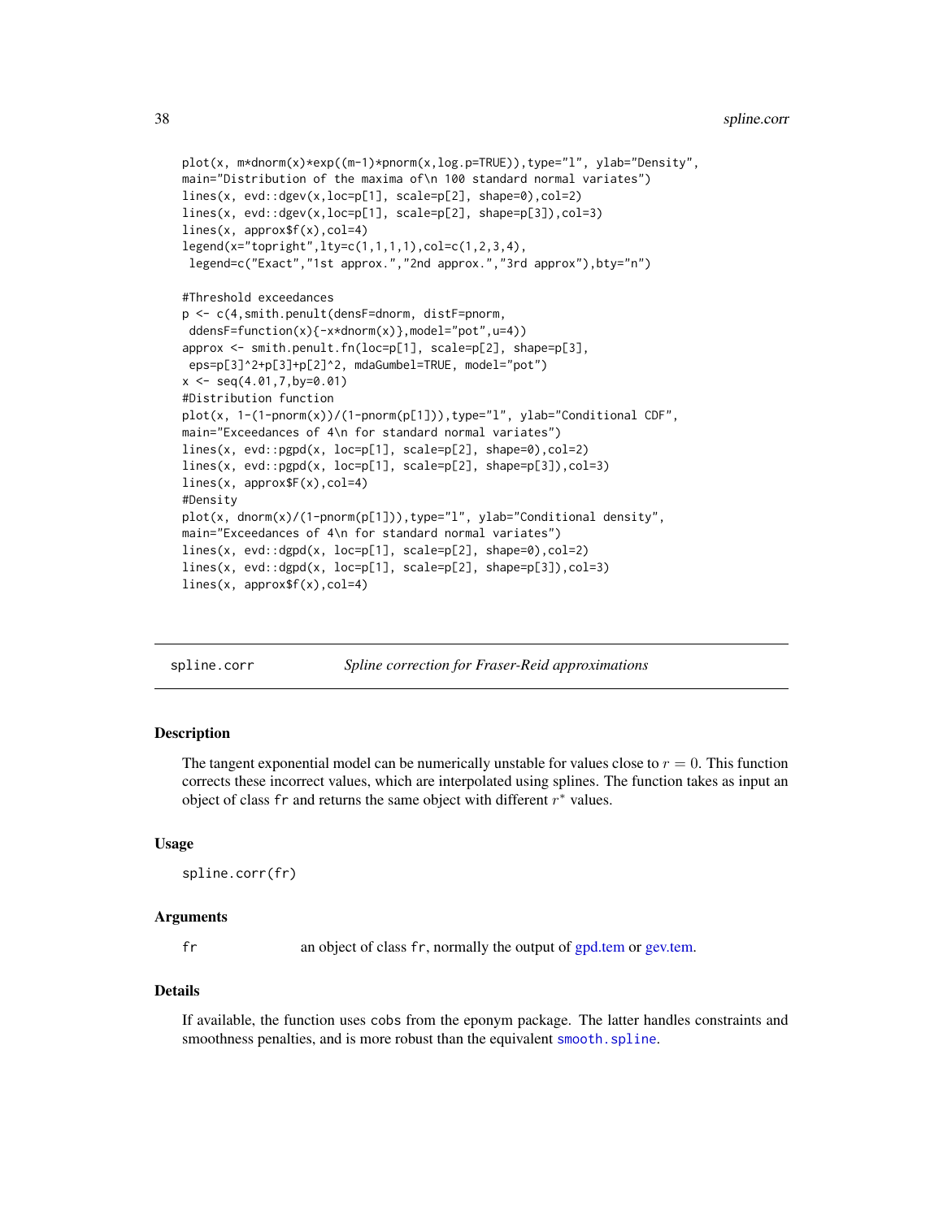```
plot(x, m*dnorm(x)*exp((m-1)*pnorm(x,log.p=TRUE)),type="l", ylab="Density",
main="Distribution of the maxima of\n 100 standard normal variates")
lines(x, evd::dgev(x,loc=p[1], scale=p[2], shape=0),col=2)
lines(x, evd::dgev(x,loc=p[1], scale=p[2], shape=p[3]),col=3)
lines(x, approx$f(x),col=4)
legend(x="topright",lty=c(1,1,1,1),col=c(1,2,3,4),
 legend=c("Exact","1st approx.","2nd approx.","3rd approx"),bty="n")

#Threshold exceedances
p <- c(4,smith.penult(densF=dnorm, distF=pnorm,
 ddensF=function(x){-x*dnorm(x)},model="pot",u=4))
approx <- smith.penult.fn(loc=p[1], scale=p[2], shape=p[3],
 eps=p[3]^2+p[3]+p[2]^2, mdaGumbel=TRUE, model="pot")
x <- seq(4.01,7,by=0.01)
#Distribution function
plot(x, 1-(1-pnorm(x))/(1-pnorm(p[1])),type="l", ylab="Conditional CDF",
main="Exceedances of 4\n for standard normal variates")
lines(x, evd::pgpd(x, loc=p[1], scale=p[2], shape=0),col=2)
lines(x, evd::pgpd(x, loc=p[1], scale=p[2], shape=p[3]),col=3)
lines(x, approx$F(x),col=4)
#Density
plot(x, dnorm(x)/(1-pnorm(p[1])),type="l", ylab="Conditional density",
main="Exceedances of 4\n for standard normal variates")
lines(x, evd::dgpd(x, loc=p[1], scale=p[2], shape=0),col=2)
lines(x, evd::dgpd(x, loc=p[1], scale=p[2], shape=p[3]),col=3)
lines(x, approx$f(x),col=4)
```

---

## spline.corr — *Spline correction for Fraser-Reid approximations*

---

### Description

The tangent exponential model can be numerically unstable for values close to $r = 0$. This function corrects these incorrect values, which are interpolated using splines. The function takes as input an object of class `fr` and returns the same object with different $r^*$ values.

### Usage

```
spline.corr(fr)
```

### Arguments

`fr` — an object of class `fr`, normally the output of gpd.tem or gev.tem.

### Details

If available, the function uses `cobs` from the eponym package. The latter handles constraints and smoothness penalties, and is more robust than the equivalent `smooth.spline`.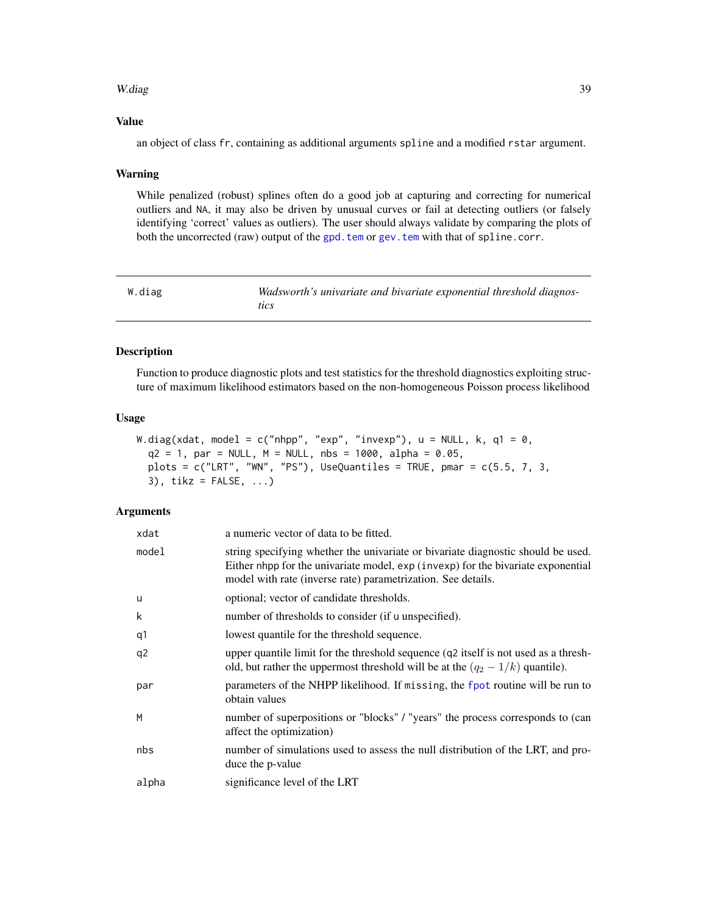### Value

an object of class `fr`, containing as additional arguments `spline` and a modified `rstar` argument.

### Warning

While penalized (robust) splines often do a good job at capturing and correcting for numerical outliers and `NA`, it may also be driven by unusual curves or fail at detecting outliers (or falsely identifying 'correct' values as outliers). The user should always validate by comparing the plots of both the uncorrected (raw) output of the `gpd.tem` or `gev.tem` with that of `spline.corr`.

---

## W.diag — *Wadsworth's univariate and bivariate exponential threshold diagnostics*

### Description

Function to produce diagnostic plots and test statistics for the threshold diagnostics exploiting structure of maximum likelihood estimators based on the non-homogeneous Poisson process likelihood

### Usage

```
W.diag(xdat, model = c("nhpp", "exp", "invexp"), u = NULL, k, q1 = 0,
  q2 = 1, par = NULL, M = NULL, nbs = 1000, alpha = 0.05,
  plots = c("LRT", "WN", "PS"), UseQuantiles = TRUE, pmar = c(5.5, 7, 3,
  3), tikz = FALSE, ...)
```

### Arguments

| | |
|---|---|
| xdat | a numeric vector of data to be fitted. |
| model | string specifying whether the univariate or bivariate diagnostic should be used. Either `nhpp` for the univariate model, `exp` (`invexp`) for the bivariate exponential model with rate (inverse rate) parametrization. See details. |
| u | optional; vector of candidate thresholds. |
| k | number of thresholds to consider (if `u` unspecified). |
| q1 | lowest quantile for the threshold sequence. |
| q2 | upper quantile limit for the threshold sequence (`q2` itself is not used as a threshold, but rather the uppermost threshold will be at the $(q_2 - 1/k)$ quantile). |
| par | parameters of the NHPP likelihood. If `missing`, the `fpot` routine will be run to obtain values |
| M | number of superpositions or "blocks" / "years" the process corresponds to (can affect the optimization) |
| nbs | number of simulations used to assess the null distribution of the LRT, and produce the p-value |
| alpha | significance level of the LRT |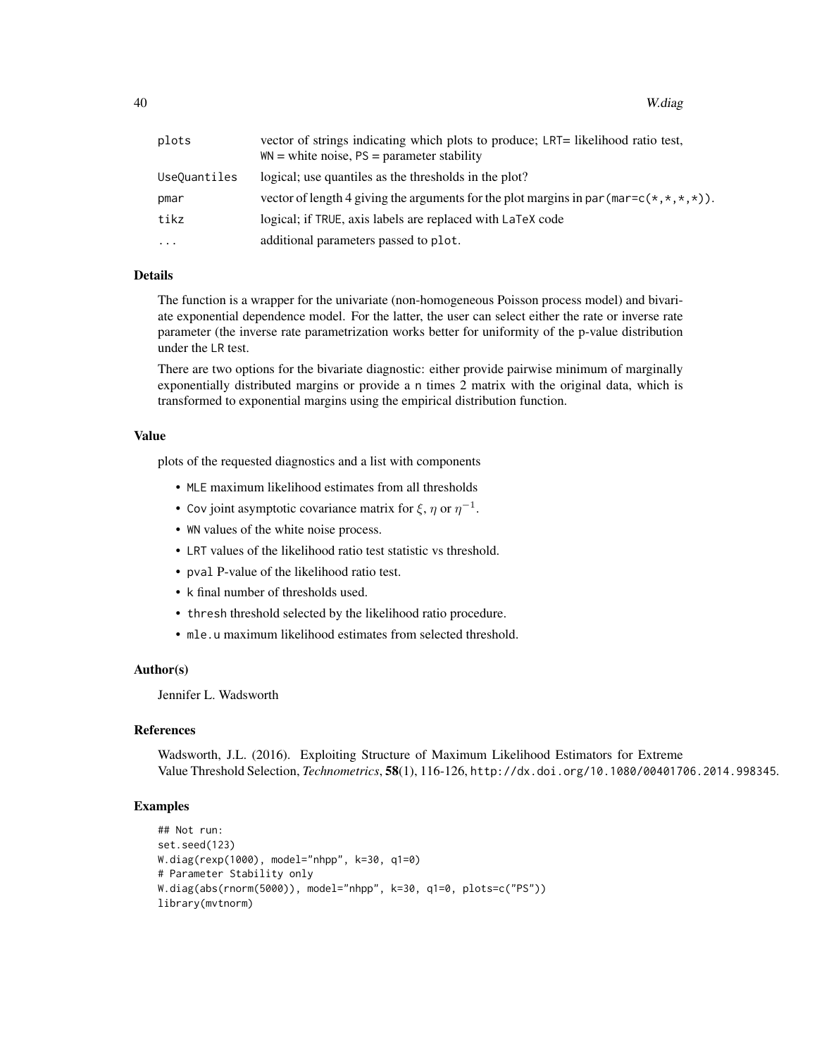| | |
|---|---|
| plots | vector of strings indicating which plots to produce; LRT= likelihood ratio test, WN = white noise, PS = parameter stability |
| UseQuantiles | logical; use quantiles as the thresholds in the plot? |
| pmar | vector of length 4 giving the arguments for the plot margins in par(mar=c(*,*,*,*)). |
| tikz | logical; if TRUE, axis labels are replaced with LaTeX code |
| ... | additional parameters passed to plot. |

## Details

The function is a wrapper for the univariate (non-homogeneous Poisson process model) and bivariate exponential dependence model. For the latter, the user can select either the rate or inverse rate parameter (the inverse rate parametrization works better for uniformity of the p-value distribution under the LR test.

There are two options for the bivariate diagnostic: either provide pairwise minimum of marginally exponentially distributed margins or provide a n times 2 matrix with the original data, which is transformed to exponential margins using the empirical distribution function.

## Value

plots of the requested diagnostics and a list with components

- MLE maximum likelihood estimates from all thresholds
- Cov joint asymptotic covariance matrix for $\xi$, $\eta$ or $\eta^{-1}$.
- WN values of the white noise process.
- LRT values of the likelihood ratio test statistic vs threshold.
- pval P-value of the likelihood ratio test.
- k final number of thresholds used.
- thresh threshold selected by the likelihood ratio procedure.
- mle.u maximum likelihood estimates from selected threshold.

## Author(s)

Jennifer L. Wadsworth

## References

Wadsworth, J.L. (2016). Exploiting Structure of Maximum Likelihood Estimators for Extreme Value Threshold Selection, *Technometrics*, **58**(1), 116-126, http://dx.doi.org/10.1080/00401706.2014.998345.

## Examples

```
## Not run:
set.seed(123)
W.diag(rexp(1000), model="nhpp", k=30, q1=0)
# Parameter Stability only
W.diag(abs(rnorm(5000)), model="nhpp", k=30, q1=0, plots=c("PS"))
library(mvtnorm)
```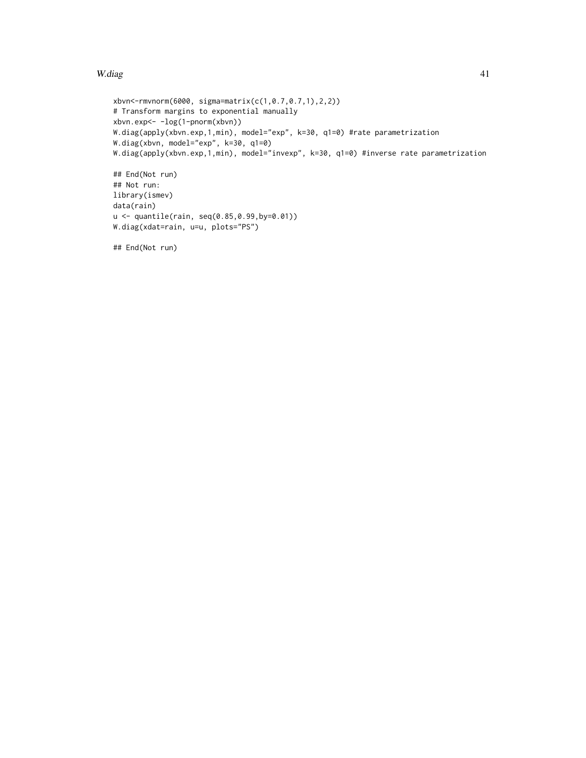```
xbvn<-rmvnorm(6000, sigma=matrix(c(1,0.7,0.7,1),2,2))
# Transform margins to exponential manually
xbvn.exp<- -log(1-pnorm(xbvn))
W.diag(apply(xbvn.exp,1,min), model="exp", k=30, q1=0) #rate parametrization
W.diag(xbvn, model="exp", k=30, q1=0)
W.diag(apply(xbvn.exp,1,min), model="invexp", k=30, q1=0) #inverse rate parametrization

## End(Not run)
## Not run:
library(ismev)
data(rain)
u <- quantile(rain, seq(0.85,0.99,by=0.01))
W.diag(xdat=rain, u=u, plots="PS")

## End(Not run)
```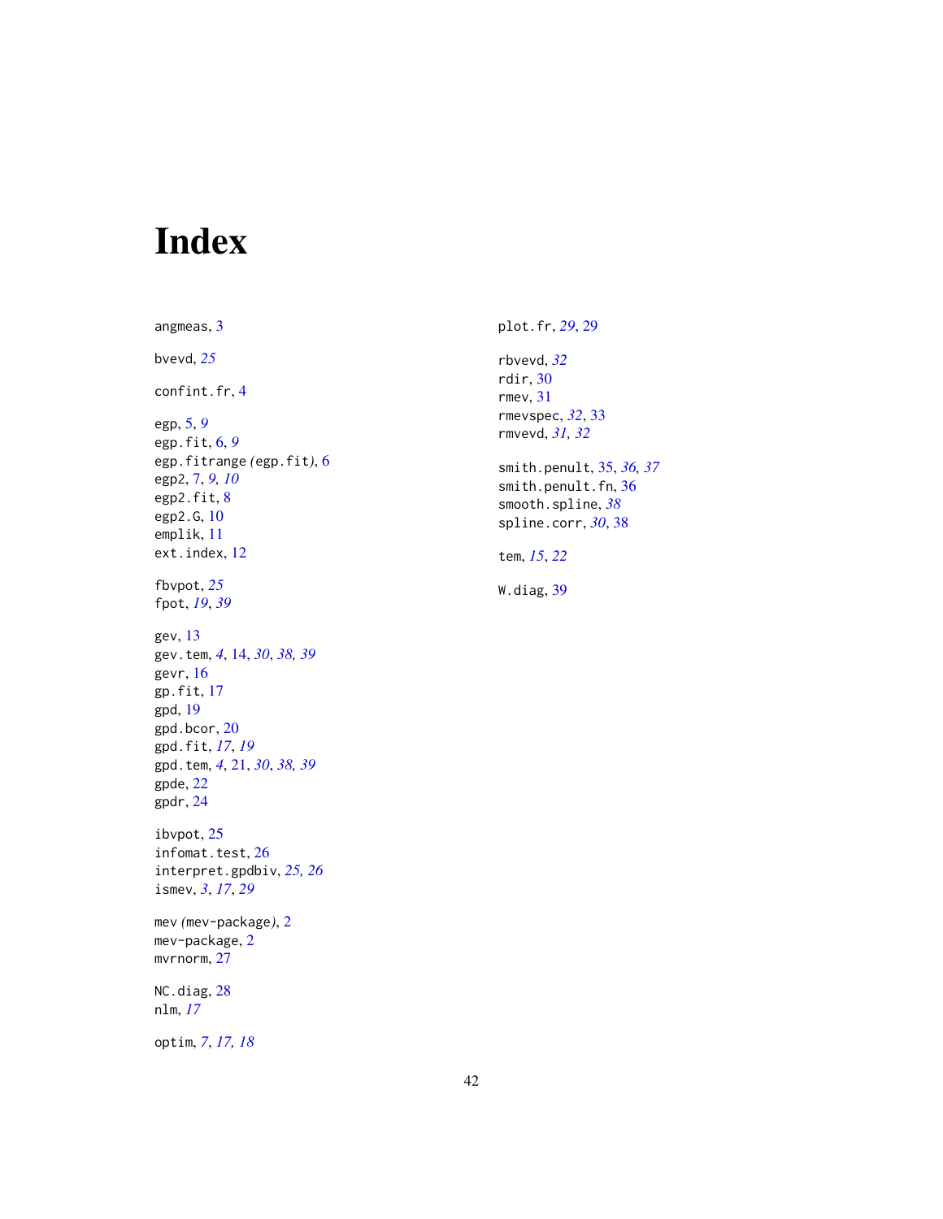# Index

angmeas, 3

bvevd, *25*

confint.fr, 4

egp, 5, *9*
egp.fit, 6, *9*
egp.fitrange *(*egp.fit*)*, 6
egp2, 7, *9, 10*
egp2.fit, 8
egp2.G, 10
emplik, 11
ext.index, 12

fbvpot, *25*
fpot, *19*, *39*

gev, 13
gev.tem, *4*, 14, *30*, *38, 39*
gevr, 16
gp.fit, 17
gpd, 19
gpd.bcor, 20
gpd.fit, *17*, *19*
gpd.tem, *4*, 21, *30*, *38, 39*
gpde, 22
gpdr, 24

ibvpot, 25
infomat.test, 26
interpret.gpdbiv, *25, 26*
ismev, *3*, *17*, *29*

mev *(*mev-package*)*, 2
mev-package, 2
mvrnorm, *27*

NC.diag, 28
nlm, *17*

optim, *7*, *17, 18*

plot.fr, *29*, 29

rbvevd, *32*
rdir, 30
rmev, 31
rmevspec, *32*, 33
rmvevd, *31, 32*

smith.penult, 35, *36, 37*
smith.penult.fn, 36
smooth.spline, *38*
spline.corr, *30*, 38

tem, *15*, *22*

W.diag, 39